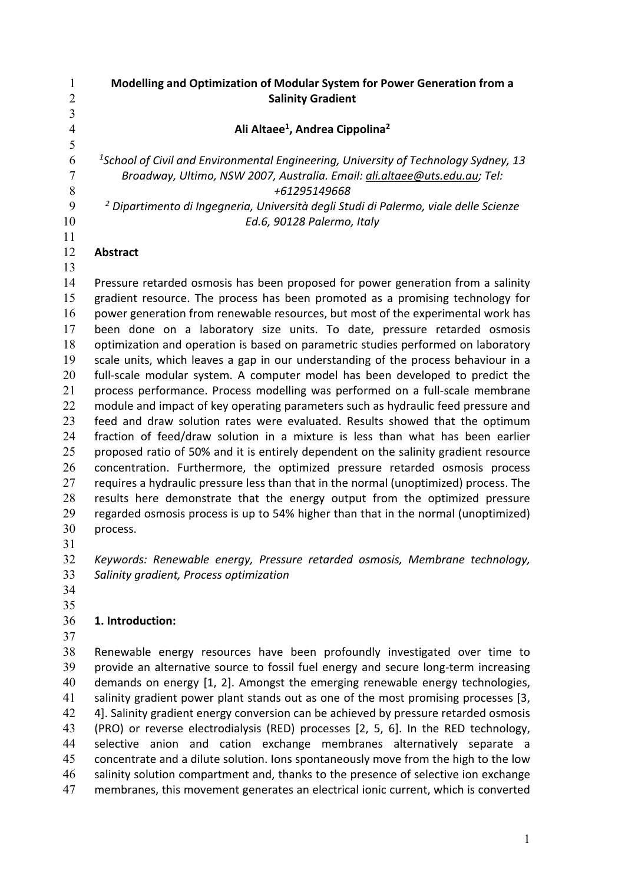# Modelling and Optimization of Modular System for Power Generation from a Salinity Gradient

**Ali Altaee[1], Andrea Cippolina[2]**

[1] *School of Civil and Environmental Engineering, University of Technology Sydney, 13 Broadway, Ultimo, NSW 2007, Australia. Email: ali.altaee@uts.edu.au; Tel: +61295149668*

[2] *Dipartimento di Ingegneria, Università degli Studi di Palermo, viale delle Scienze Ed.6, 90128 Palermo, Italy*

## Abstract

Pressure retarded osmosis has been proposed for power generation from a salinity gradient resource. The process has been promoted as a promising technology for power generation from renewable resources, but most of the experimental work has been done on a laboratory size units. To date, pressure retarded osmosis optimization and operation is based on parametric studies performed on laboratory scale units, which leaves a gap in our understanding of the process behaviour in a full-scale modular system. A computer model has been developed to predict the process performance. Process modelling was performed on a full-scale membrane module and impact of key operating parameters such as hydraulic feed pressure and feed and draw solution rates were evaluated. Results showed that the optimum fraction of feed/draw solution in a mixture is less than what has been earlier proposed ratio of 50% and it is entirely dependent on the salinity gradient resource concentration. Furthermore, the optimized pressure retarded osmosis process requires a hydraulic pressure less than that in the normal (unoptimized) process. The results here demonstrate that the energy output from the optimized pressure regarded osmosis process is up to 54% higher than that in the normal (unoptimized) process.

*Keywords: Renewable energy, Pressure retarded osmosis, Membrane technology, Salinity gradient, Process optimization*

## 1. Introduction:

Renewable energy resources have been profoundly investigated over time to provide an alternative source to fossil fuel energy and secure long-term increasing demands on energy [1, 2]. Amongst the emerging renewable energy technologies, salinity gradient power plant stands out as one of the most promising processes [3, 4]. Salinity gradient energy conversion can be achieved by pressure retarded osmosis (PRO) or reverse electrodialysis (RED) processes [2, 5, 6]. In the RED technology, selective anion and cation exchange membranes alternatively separate a concentrate and a dilute solution. Ions spontaneously move from the high to the low salinity solution compartment and, thanks to the presence of selective ion exchange membranes, this movement generates an electrical ionic current, which is converted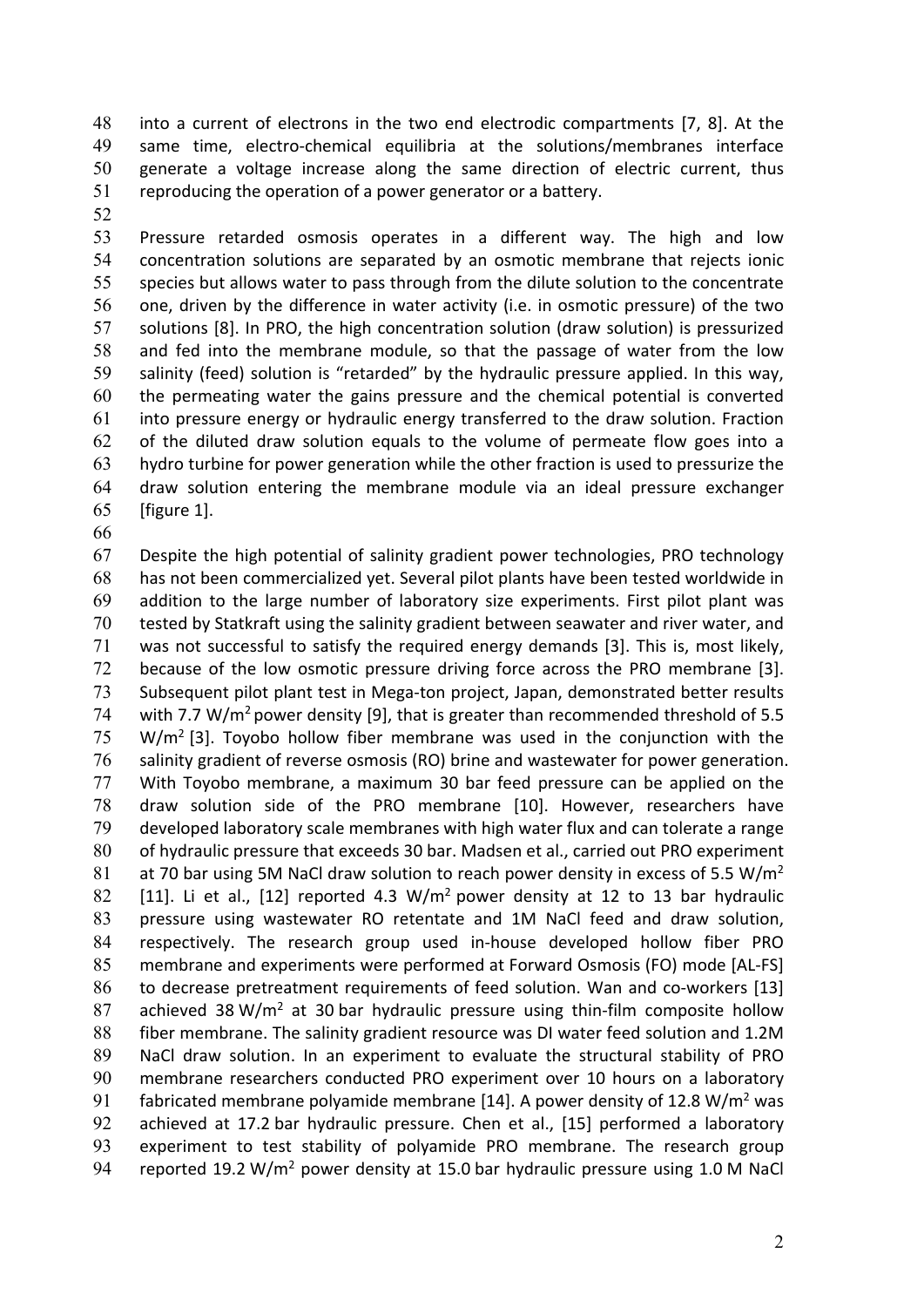into a current of electrons in the two end electrodic compartments [7, 8]. At the same time, electro-chemical equilibria at the solutions/membranes interface generate a voltage increase along the same direction of electric current, thus reproducing the operation of a power generator or a battery.

Pressure retarded osmosis operates in a different way. The high and low concentration solutions are separated by an osmotic membrane that rejects ionic species but allows water to pass through from the dilute solution to the concentrate one, driven by the difference in water activity (i.e. in osmotic pressure) of the two solutions [8]. In PRO, the high concentration solution (draw solution) is pressurized and fed into the membrane module, so that the passage of water from the low salinity (feed) solution is "retarded" by the hydraulic pressure applied. In this way, the permeating water the gains pressure and the chemical potential is converted into pressure energy or hydraulic energy transferred to the draw solution. Fraction of the diluted draw solution equals to the volume of permeate flow goes into a hydro turbine for power generation while the other fraction is used to pressurize the draw solution entering the membrane module via an ideal pressure exchanger [figure 1].

Despite the high potential of salinity gradient power technologies, PRO technology has not been commercialized yet. Several pilot plants have been tested worldwide in addition to the large number of laboratory size experiments. First pilot plant was tested by Statkraft using the salinity gradient between seawater and river water, and was not successful to satisfy the required energy demands [3]. This is, most likely, because of the low osmotic pressure driving force across the PRO membrane [3]. Subsequent pilot plant test in Mega-ton project, Japan, demonstrated better results with 7.7 $W/m^2$ power density [9], that is greater than recommended threshold of 5.5 $W/m^2$ [3]. Toyobo hollow fiber membrane was used in the conjunction with the salinity gradient of reverse osmosis (RO) brine and wastewater for power generation. With Toyobo membrane, a maximum 30 bar feed pressure can be applied on the draw solution side of the PRO membrane [10]. However, researchers have developed laboratory scale membranes with high water flux and can tolerate a range of hydraulic pressure that exceeds 30 bar. Madsen et al., carried out PRO experiment at 70 bar using 5M NaCl draw solution to reach power density in excess of 5.5 $W/m^2$ [11]. Li et al., [12] reported 4.3 $W/m^2$ power density at 12 to 13 bar hydraulic pressure using wastewater RO retentate and 1M NaCl feed and draw solution, respectively. The research group used in-house developed hollow fiber PRO membrane and experiments were performed at Forward Osmosis (FO) mode [AL-FS] to decrease pretreatment requirements of feed solution. Wan and co-workers [13] achieved 38 $W/m^2$ at 30 bar hydraulic pressure using thin-film composite hollow fiber membrane. The salinity gradient resource was DI water feed solution and 1.2M NaCl draw solution. In an experiment to evaluate the structural stability of PRO membrane researchers conducted PRO experiment over 10 hours on a laboratory fabricated membrane polyamide membrane [14]. A power density of 12.8 $W/m^2$ was achieved at 17.2 bar hydraulic pressure. Chen et al., [15] performed a laboratory experiment to test stability of polyamide PRO membrane. The research group reported 19.2 $W/m^2$ power density at 15.0 bar hydraulic pressure using 1.0 M NaCl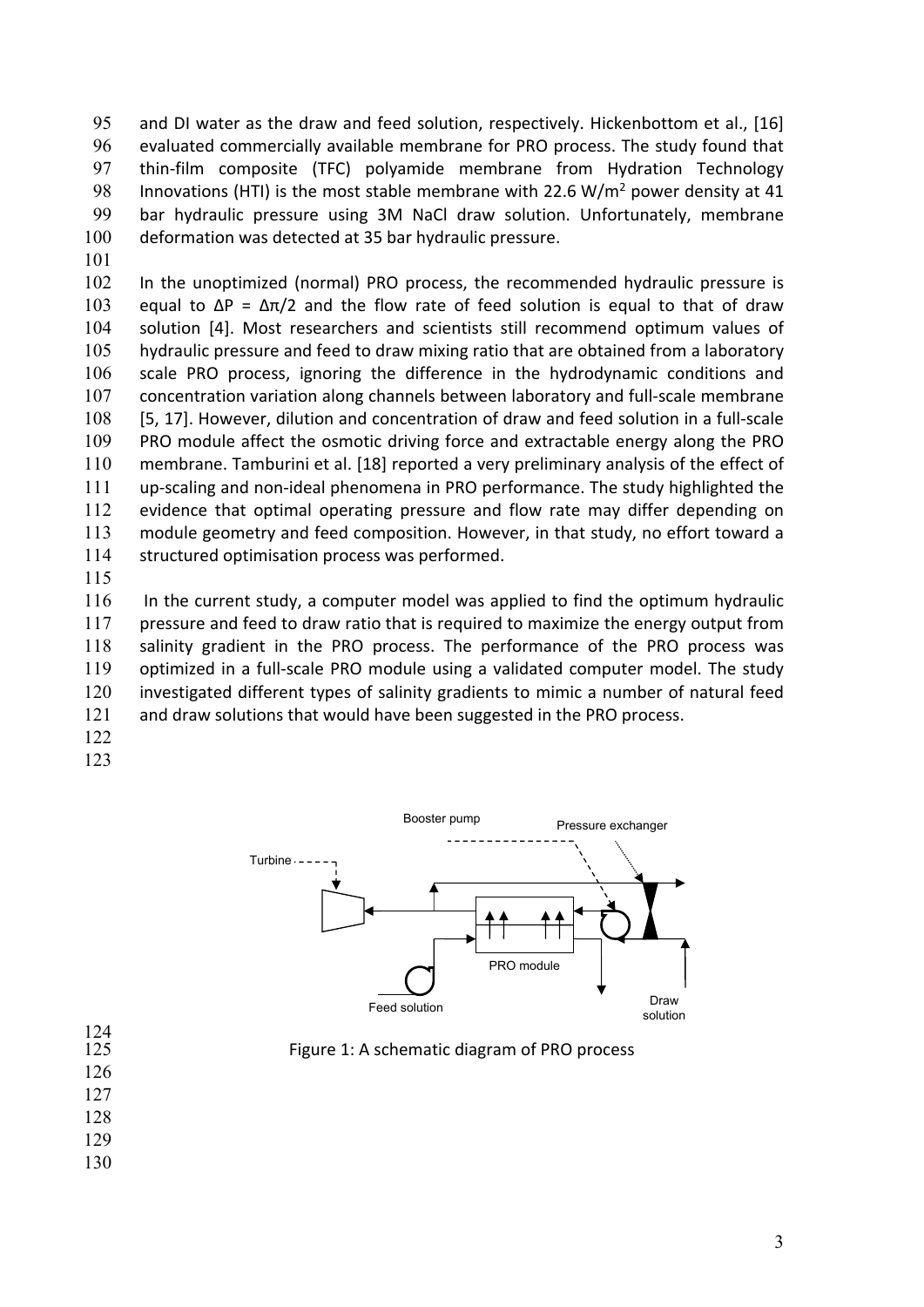and DI water as the draw and feed solution, respectively. Hickenbottom et al., [16] evaluated commercially available membrane for PRO process. The study found that thin-film composite (TFC) polyamide membrane from Hydration Technology Innovations (HTI) is the most stable membrane with 22.6 $W/m^2$ power density at 41 bar hydraulic pressure using 3M NaCl draw solution. Unfortunately, membrane deformation was detected at 35 bar hydraulic pressure.

In the unoptimized (normal) PRO process, the recommended hydraulic pressure is equal to $\Delta P = \Delta\pi/2$ and the flow rate of feed solution is equal to that of draw solution [4]. Most researchers and scientists still recommend optimum values of hydraulic pressure and feed to draw mixing ratio that are obtained from a laboratory scale PRO process, ignoring the difference in the hydrodynamic conditions and concentration variation along channels between laboratory and full-scale membrane [5, 17]. However, dilution and concentration of draw and feed solution in a full-scale PRO module affect the osmotic driving force and extractable energy along the PRO membrane. Tamburini et al. [18] reported a very preliminary analysis of the effect of up-scaling and non-ideal phenomena in PRO performance. The study highlighted the evidence that optimal operating pressure and flow rate may differ depending on module geometry and feed composition. However, in that study, no effort toward a structured optimisation process was performed.

In the current study, a computer model was applied to find the optimum hydraulic pressure and feed to draw ratio that is required to maximize the energy output from salinity gradient in the PRO process. The performance of the PRO process was optimized in a full-scale PRO module using a validated computer model. The study investigated different types of salinity gradients to mimic a number of natural feed and draw solutions that would have been suggested in the PRO process.

Figure 1: A schematic diagram of PRO process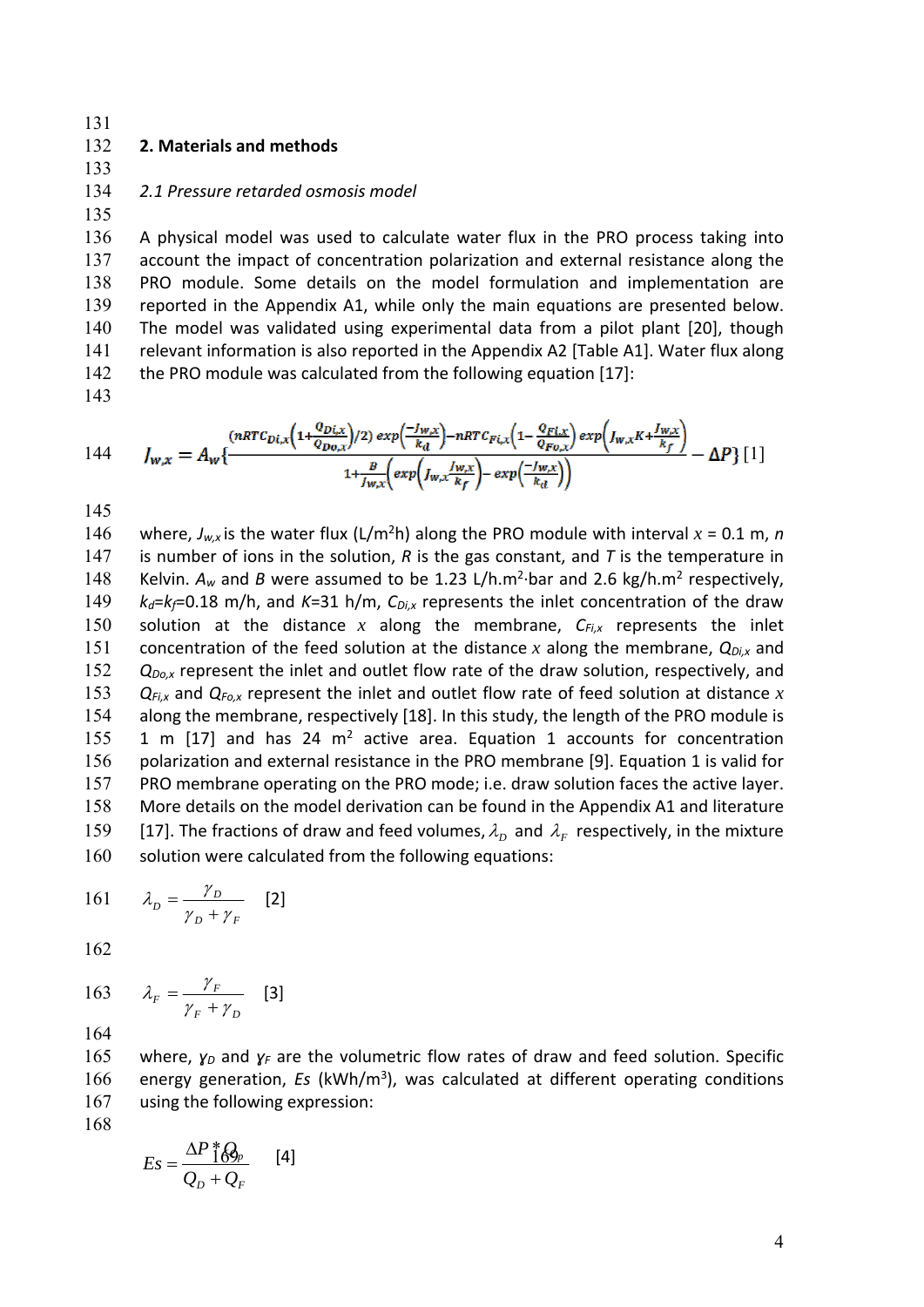## 2. Materials and methods

### *2.1 Pressure retarded osmosis model*

A physical model was used to calculate water flux in the PRO process taking into account the impact of concentration polarization and external resistance along the PRO module. Some details on the model formulation and implementation are reported in the Appendix A1, while only the main equations are presented below. The model was validated using experimental data from a pilot plant [20], though relevant information is also reported in the Appendix A2 [Table A1]. Water flux along the PRO module was calculated from the following equation [17]:

$$J_{w,x} = A_w\left\{\frac{\left(nRTC_{Di,x}\left(1+\frac{Q_{Di,x}}{Q_{Do,x}}\right)/2\right)\exp\left(\frac{-J_{w,x}}{k_d}\right) - nRTC_{Fi,x}\left(1-\frac{Q_{Fi,x}}{Q_{Fo,x}}\right)\exp\left(J_{w,x}K+\frac{J_{w,x}}{k_f}\right)}{1+\frac{B}{J_{w,x}}\left(\exp\left(J_{w,x}\frac{J_{w,x}}{k_f}\right)-\exp\left(\frac{-J_{w,x}}{k_d}\right)\right)} - \Delta P\right\} \quad [1]$$

where, $J_{w,x}$ is the water flux (L/m$^2$h) along the PRO module with interval $x$ = 0.1 m, $n$ is number of ions in the solution, $R$ is the gas constant, and $T$ is the temperature in Kelvin. $A_w$ and $B$ were assumed to be 1.23 L/h.m$^2$·bar and 2.6 kg/h.m$^2$ respectively, $k_d$=$k_f$=0.18 m/h, and $K$=31 h/m, $C_{Di,x}$ represents the inlet concentration of the draw solution at the distance $x$ along the membrane, $C_{Fi,x}$ represents the inlet concentration of the feed solution at the distance $x$ along the membrane, $Q_{Di,x}$ and $Q_{Do,x}$ represent the inlet and outlet flow rate of the draw solution, respectively, and $Q_{Fi,x}$ and $Q_{Fo,x}$ represent the inlet and outlet flow rate of feed solution at distance $x$ along the membrane, respectively [18]. In this study, the length of the PRO module is 1 m [17] and has 24 m$^2$ active area. Equation 1 accounts for concentration polarization and external resistance in the PRO membrane [9]. Equation 1 is valid for PRO membrane operating on the PRO mode; i.e. draw solution faces the active layer. More details on the model derivation can be found in the Appendix A1 and literature [17]. The fractions of draw and feed volumes, $\lambda_D$ and $\lambda_F$ respectively, in the mixture solution were calculated from the following equations:

$$\lambda_D = \frac{\gamma_D}{\gamma_D + \gamma_F} \quad [2]$$

$$\lambda_F = \frac{\gamma_F}{\gamma_F + \gamma_D} \quad [3]$$

where, $\gamma_D$ and $\gamma_F$ are the volumetric flow rates of draw and feed solution. Specific energy generation, $Es$ (kWh/m$^3$), was calculated at different operating conditions using the following expression:

$$Es = \frac{\Delta P * Q_p}{Q_D + Q_F} \quad [4]$$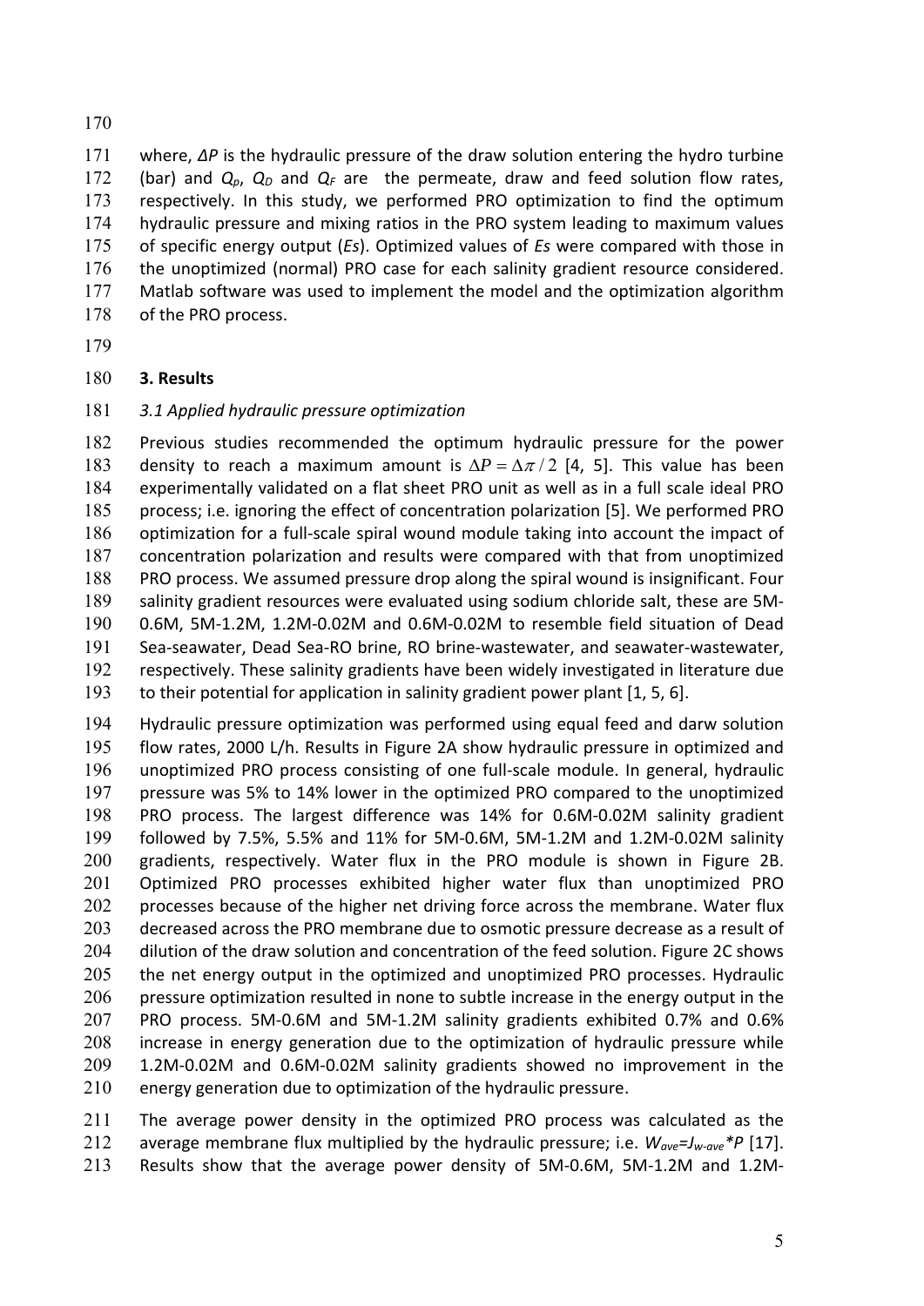where, $\Delta P$ is the hydraulic pressure of the draw solution entering the hydro turbine (bar) and $Q_p$, $Q_D$ and $Q_F$ are the permeate, draw and feed solution flow rates, respectively. In this study, we performed PRO optimization to find the optimum hydraulic pressure and mixing ratios in the PRO system leading to maximum values of specific energy output (*Es*). Optimized values of *Es* were compared with those in the unoptimized (normal) PRO case for each salinity gradient resource considered. Matlab software was used to implement the model and the optimization algorithm of the PRO process.

## 3. Results

### *3.1 Applied hydraulic pressure optimization*

Previous studies recommended the optimum hydraulic pressure for the power density to reach a maximum amount is $\Delta P = \Delta\pi / 2$ [4, 5]. This value has been experimentally validated on a flat sheet PRO unit as well as in a full scale ideal PRO process; i.e. ignoring the effect of concentration polarization [5]. We performed PRO optimization for a full-scale spiral wound module taking into account the impact of concentration polarization and results were compared with that from unoptimized PRO process. We assumed pressure drop along the spiral wound is insignificant. Four salinity gradient resources were evaluated using sodium chloride salt, these are 5M-0.6M, 5M-1.2M, 1.2M-0.02M and 0.6M-0.02M to resemble field situation of Dead Sea-seawater, Dead Sea-RO brine, RO brine-wastewater, and seawater-wastewater, respectively. These salinity gradients have been widely investigated in literature due to their potential for application in salinity gradient power plant [1, 5, 6].

Hydraulic pressure optimization was performed using equal feed and darw solution flow rates, 2000 L/h. Results in Figure 2A show hydraulic pressure in optimized and unoptimized PRO process consisting of one full-scale module. In general, hydraulic pressure was 5% to 14% lower in the optimized PRO compared to the unoptimized PRO process. The largest difference was 14% for 0.6M-0.02M salinity gradient followed by 7.5%, 5.5% and 11% for 5M-0.6M, 5M-1.2M and 1.2M-0.02M salinity gradients, respectively. Water flux in the PRO module is shown in Figure 2B. Optimized PRO processes exhibited higher water flux than unoptimized PRO processes because of the higher net driving force across the membrane. Water flux decreased across the PRO membrane due to osmotic pressure decrease as a result of dilution of the draw solution and concentration of the feed solution. Figure 2C shows the net energy output in the optimized and unoptimized PRO processes. Hydraulic pressure optimization resulted in none to subtle increase in the energy output in the PRO process. 5M-0.6M and 5M-1.2M salinity gradients exhibited 0.7% and 0.6% increase in energy generation due to the optimization of hydraulic pressure while 1.2M-0.02M and 0.6M-0.02M salinity gradients showed no improvement in the energy generation due to optimization of the hydraulic pressure.

The average power density in the optimized PRO process was calculated as the average membrane flux multiplied by the hydraulic pressure; i.e. $W_{ave}=J_{w\text{-}ave}*P$ [17]. Results show that the average power density of 5M-0.6M, 5M-1.2M and 1.2M-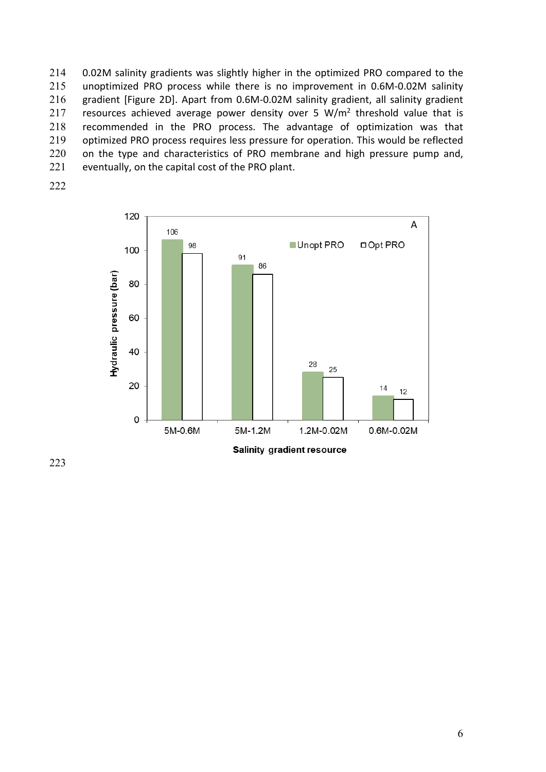0.02M salinity gradients was slightly higher in the optimized PRO compared to the unoptimized PRO process while there is no improvement in 0.6M-0.02M salinity gradient [Figure 2D]. Apart from 0.6M-0.02M salinity gradient, all salinity gradient resources achieved average power density over 5 W/m$^2$ threshold value that is recommended in the PRO process. The advantage of optimization was that optimized PRO process requires less pressure for operation. This would be reflected on the type and characteristics of PRO membrane and high pressure pump and, eventually, on the capital cost of the PRO plant.

| Salinity gradient resource | Unopt PRO – Hydraulic pressure (bar) | Opt PRO – Hydraulic pressure (bar) |
|---|---|---|
| 5M-0.6M | 106 | 98 |
| 5M-1.2M | 91 | 86 |
| 1.2M-0.02M | 28 | 25 |
| 0.6M-0.02M | 14 | 12 |

A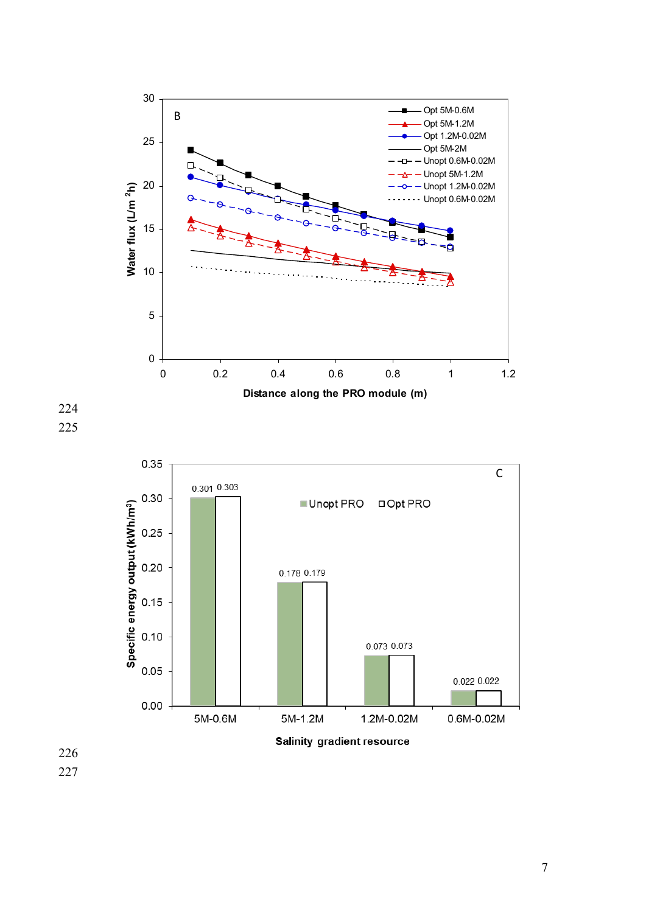B

Water flux (L/m²h) vs. Distance along the PRO module (m)

Legend:
- Opt 5M-0.6M
- Opt 5M-1.2M
- Opt 1.2M-0.02M
- Opt 5M-2M
- Unopt 0.6M-0.02M
- Unopt 5M-1.2M
- Unopt 1.2M-0.02M
- Unopt 0.6M-0.02M

C

Specific energy output (kWh/m³) vs. Salinity gradient resource

| Salinity gradient resource | Unopt PRO | Opt PRO |
|---|---|---|
| 5M-0.6M | 0.301 | 0.303 |
| 5M-1.2M | 0.178 | 0.179 |
| 1.2M-0.02M | 0.073 | 0.073 |
| 0.6M-0.02M | 0.022 | 0.022 |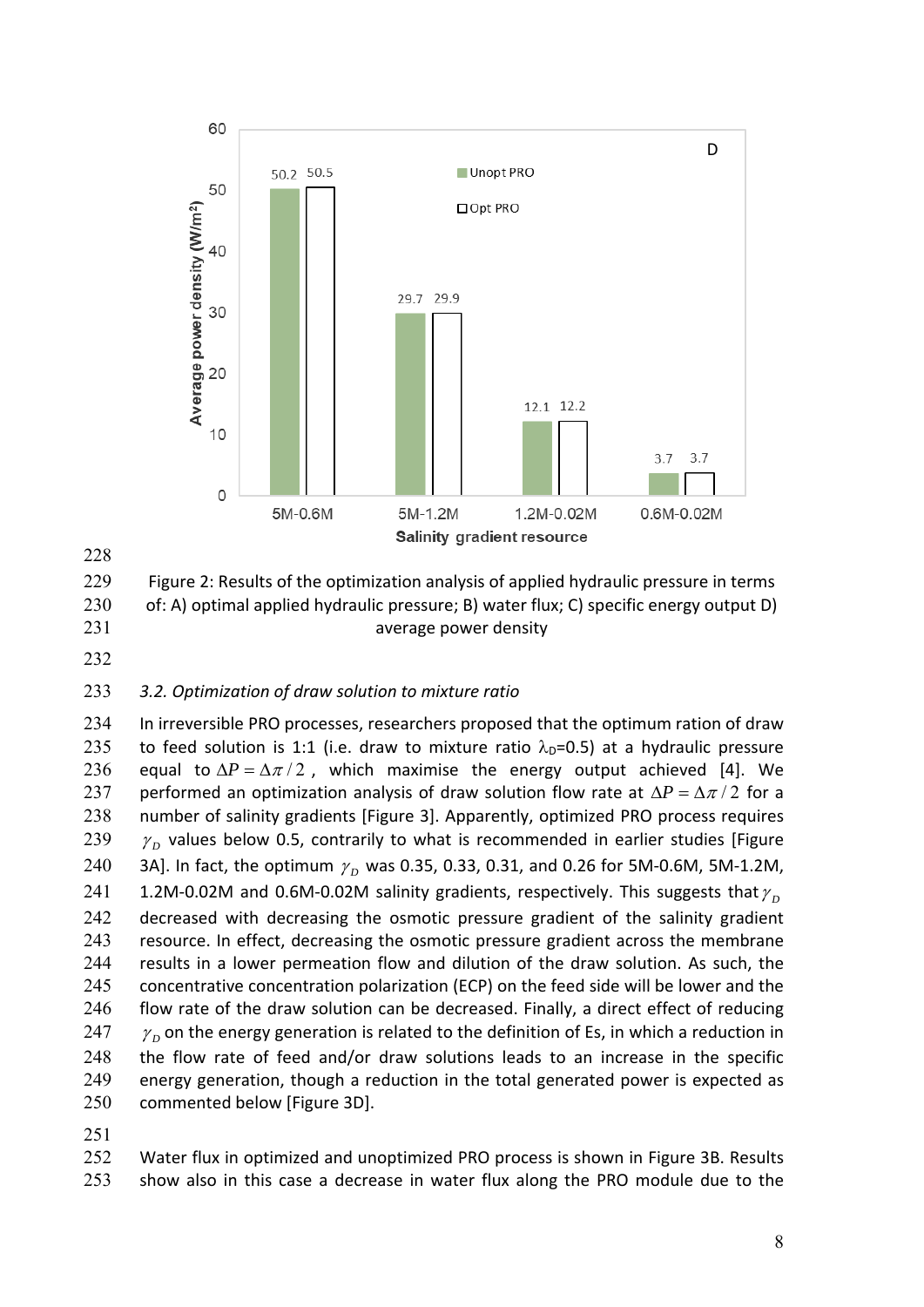Figure 2: Results of the optimization analysis of applied hydraulic pressure in terms of: A) optimal applied hydraulic pressure; B) water flux; C) specific energy output D) average power density

### 3.2. Optimization of draw solution to mixture ratio

In irreversible PRO processes, researchers proposed that the optimum ration of draw to feed solution is 1:1 (i.e. draw to mixture ratio $\lambda_D$=0.5) at a hydraulic pressure equal to $\Delta P = \Delta\pi/2$, which maximise the energy output achieved [4]. We performed an optimization analysis of draw solution flow rate at $\Delta P = \Delta\pi/2$ for a number of salinity gradients [Figure 3]. Apparently, optimized PRO process requires $\gamma_D$ values below 0.5, contrarily to what is recommended in earlier studies [Figure 3A]. In fact, the optimum $\gamma_D$ was 0.35, 0.33, 0.31, and 0.26 for 5M-0.6M, 5M-1.2M, 1.2M-0.02M and 0.6M-0.02M salinity gradients, respectively. This suggests that $\gamma_D$ decreased with decreasing the osmotic pressure gradient of the salinity gradient resource. In effect, decreasing the osmotic pressure gradient across the membrane results in a lower permeation flow and dilution of the draw solution. As such, the concentrative concentration polarization (ECP) on the feed side will be lower and the flow rate of the draw solution can be decreased. Finally, a direct effect of reducing $\gamma_D$ on the energy generation is related to the definition of Es, in which a reduction in the flow rate of feed and/or draw solutions leads to an increase in the specific energy generation, though a reduction in the total generated power is expected as commented below [Figure 3D].

Water flux in optimized and unoptimized PRO process is shown in Figure 3B. Results show also in this case a decrease in water flux along the PRO module due to the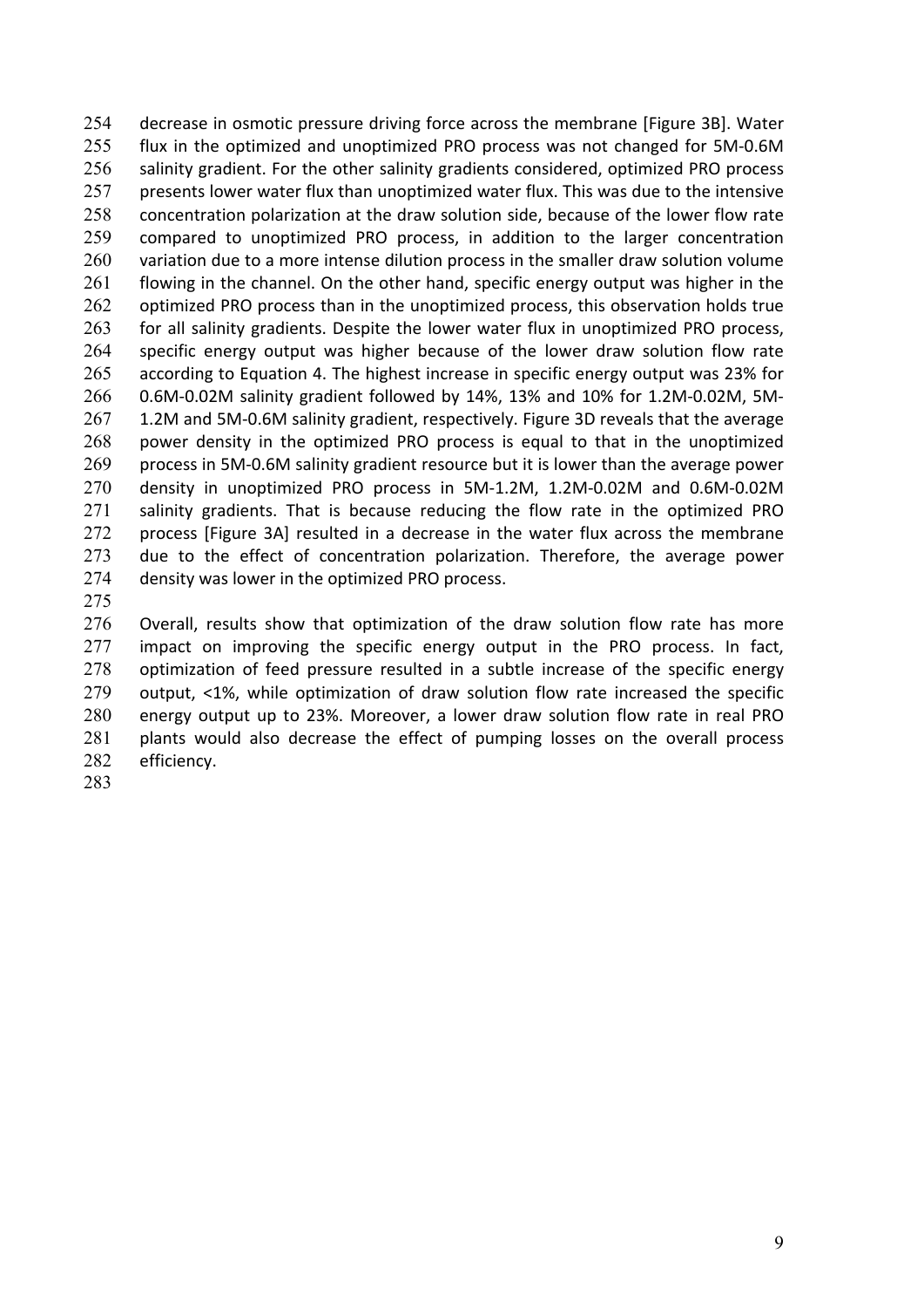decrease in osmotic pressure driving force across the membrane [Figure 3B]. Water flux in the optimized and unoptimized PRO process was not changed for 5M-0.6M salinity gradient. For the other salinity gradients considered, optimized PRO process presents lower water flux than unoptimized water flux. This was due to the intensive concentration polarization at the draw solution side, because of the lower flow rate compared to unoptimized PRO process, in addition to the larger concentration variation due to a more intense dilution process in the smaller draw solution volume flowing in the channel. On the other hand, specific energy output was higher in the optimized PRO process than in the unoptimized process, this observation holds true for all salinity gradients. Despite the lower water flux in unoptimized PRO process, specific energy output was higher because of the lower draw solution flow rate according to Equation 4. The highest increase in specific energy output was 23% for 0.6M-0.02M salinity gradient followed by 14%, 13% and 10% for 1.2M-0.02M, 5M-1.2M and 5M-0.6M salinity gradient, respectively. Figure 3D reveals that the average power density in the optimized PRO process is equal to that in the unoptimized process in 5M-0.6M salinity gradient resource but it is lower than the average power density in unoptimized PRO process in 5M-1.2M, 1.2M-0.02M and 0.6M-0.02M salinity gradients. That is because reducing the flow rate in the optimized PRO process [Figure 3A] resulted in a decrease in the water flux across the membrane due to the effect of concentration polarization. Therefore, the average power density was lower in the optimized PRO process.

Overall, results show that optimization of the draw solution flow rate has more impact on improving the specific energy output in the PRO process. In fact, optimization of feed pressure resulted in a subtle increase of the specific energy output, <1%, while optimization of draw solution flow rate increased the specific energy output up to 23%. Moreover, a lower draw solution flow rate in real PRO plants would also decrease the effect of pumping losses on the overall process efficiency.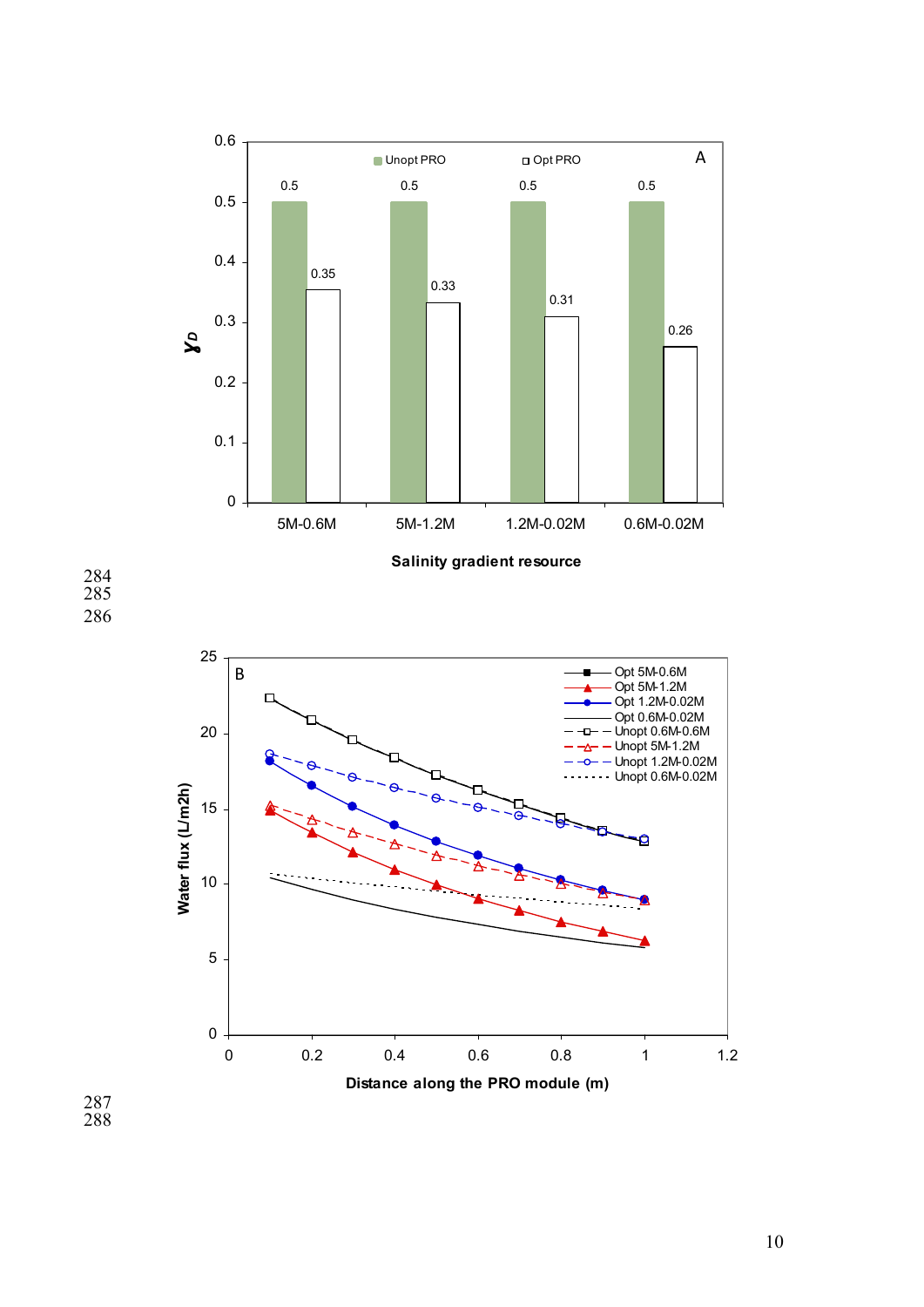**A**

| Salinity gradient resource | Unopt PRO ($\gamma_D$) | Opt PRO ($\gamma_D$) |
|---|---|---|
| 5M-0.6M | 0.5 | 0.35 |
| 5M-1.2M | 0.5 | 0.33 |
| 1.2M-0.02M | 0.5 | 0.31 |
| 0.6M-0.02M | 0.5 | 0.26 |

Y-axis: $\gamma_D$ (0 to 0.6)

X-axis: Salinity gradient resource

**B**

Legend: Opt 5M-0.6M; Opt 5M-1.2M; Opt 1.2M-0.02M; Opt 0.6M-0.02M; Unopt 0.6M-0.6M; Unopt 5M-1.2M; Unopt 1.2M-0.02M; Unopt 0.6M-0.02M

Y-axis: Water flux (L/m2h) (0 to 25)

X-axis: Distance along the PRO module (m) (0 to 1.2)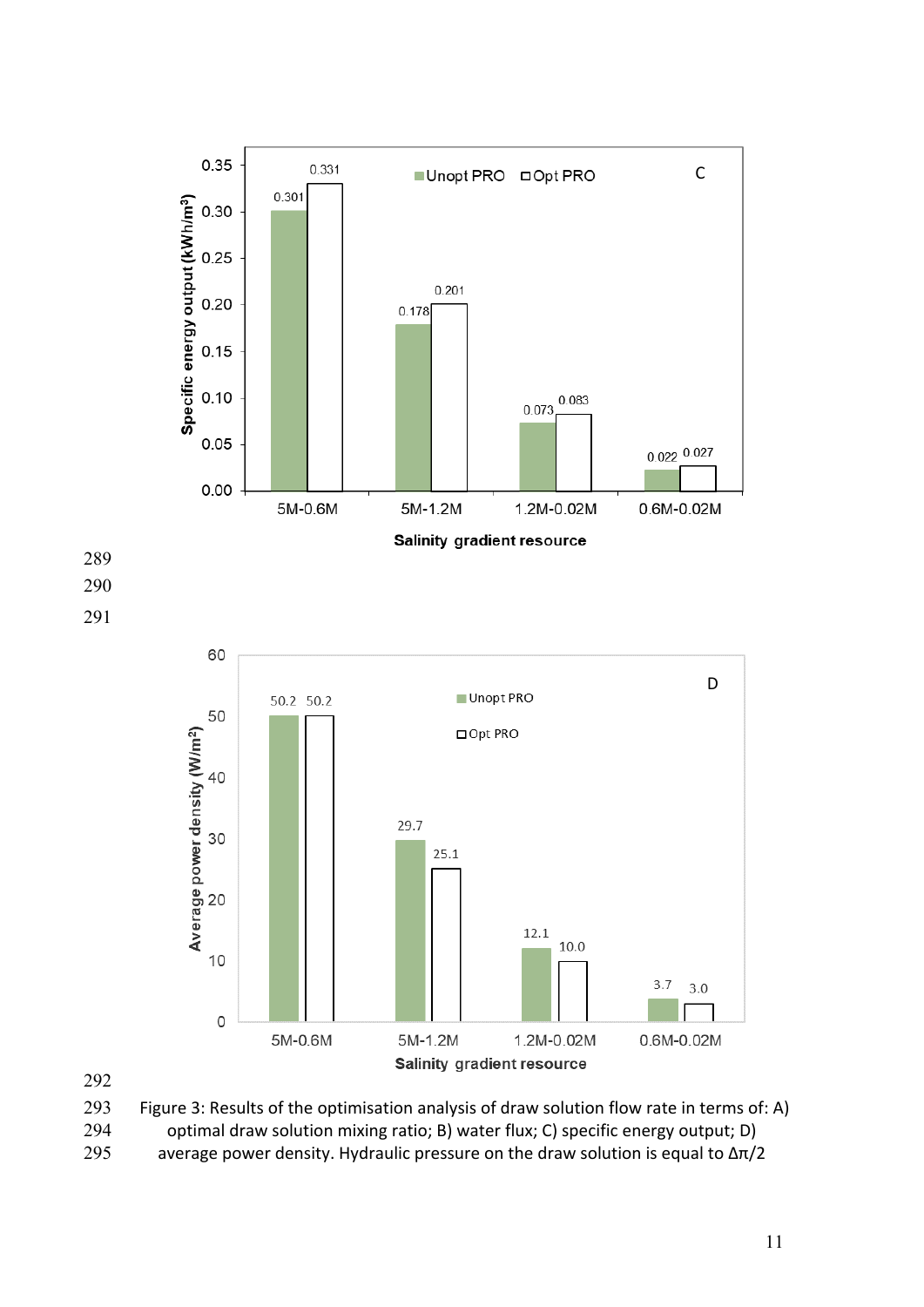Figure 3: Results of the optimisation analysis of draw solution flow rate in terms of: A) optimal draw solution mixing ratio; B) water flux; C) specific energy output; D) average power density. Hydraulic pressure on the draw solution is equal to $\Delta\pi/2$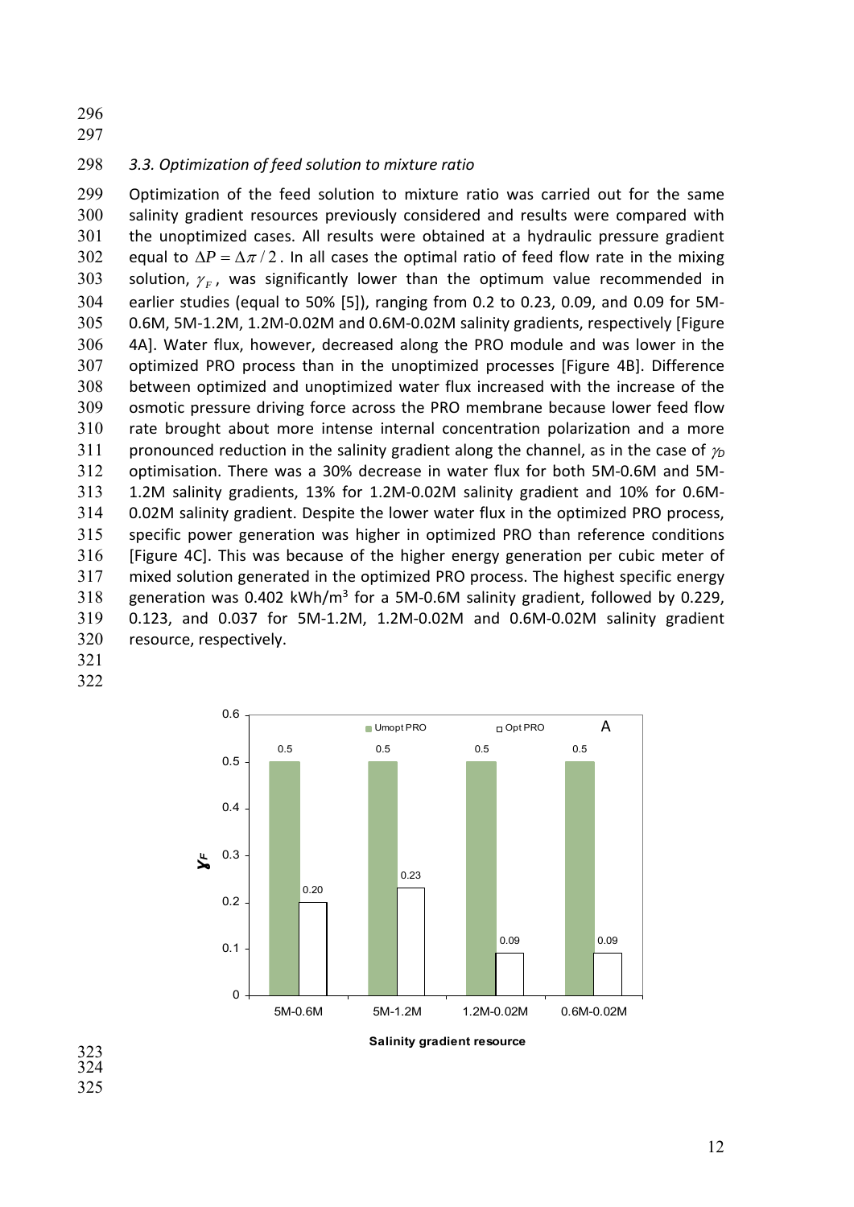### 3.3. Optimization of feed solution to mixture ratio

Optimization of the feed solution to mixture ratio was carried out for the same salinity gradient resources previously considered and results were compared with the unoptimized cases. All results were obtained at a hydraulic pressure gradient equal to $\Delta P = \Delta\pi / 2$. In all cases the optimal ratio of feed flow rate in the mixing solution, $\gamma_F$, was significantly lower than the optimum value recommended in earlier studies (equal to 50% [5]), ranging from 0.2 to 0.23, 0.09, and 0.09 for 5M-0.6M, 5M-1.2M, 1.2M-0.02M and 0.6M-0.02M salinity gradients, respectively [Figure 4A]. Water flux, however, decreased along the PRO module and was lower in the optimized PRO process than in the unoptimized processes [Figure 4B]. Difference between optimized and unoptimized water flux increased with the increase of the osmotic pressure driving force across the PRO membrane because lower feed flow rate brought about more intense internal concentration polarization and a more pronounced reduction in the salinity gradient along the channel, as in the case of $\gamma_D$ optimisation. There was a 30% decrease in water flux for both 5M-0.6M and 5M-1.2M salinity gradients, 13% for 1.2M-0.02M salinity gradient and 10% for 0.6M-0.02M salinity gradient. Despite the lower water flux in the optimized PRO process, specific power generation was higher in optimized PRO than reference conditions [Figure 4C]. This was because of the higher energy generation per cubic meter of mixed solution generated in the optimized PRO process. The highest specific energy generation was 0.402 kWh/m$^3$ for a 5M-0.6M salinity gradient, followed by 0.229, 0.123, and 0.037 for 5M-1.2M, 1.2M-0.02M and 0.6M-0.02M salinity gradient resource, respectively.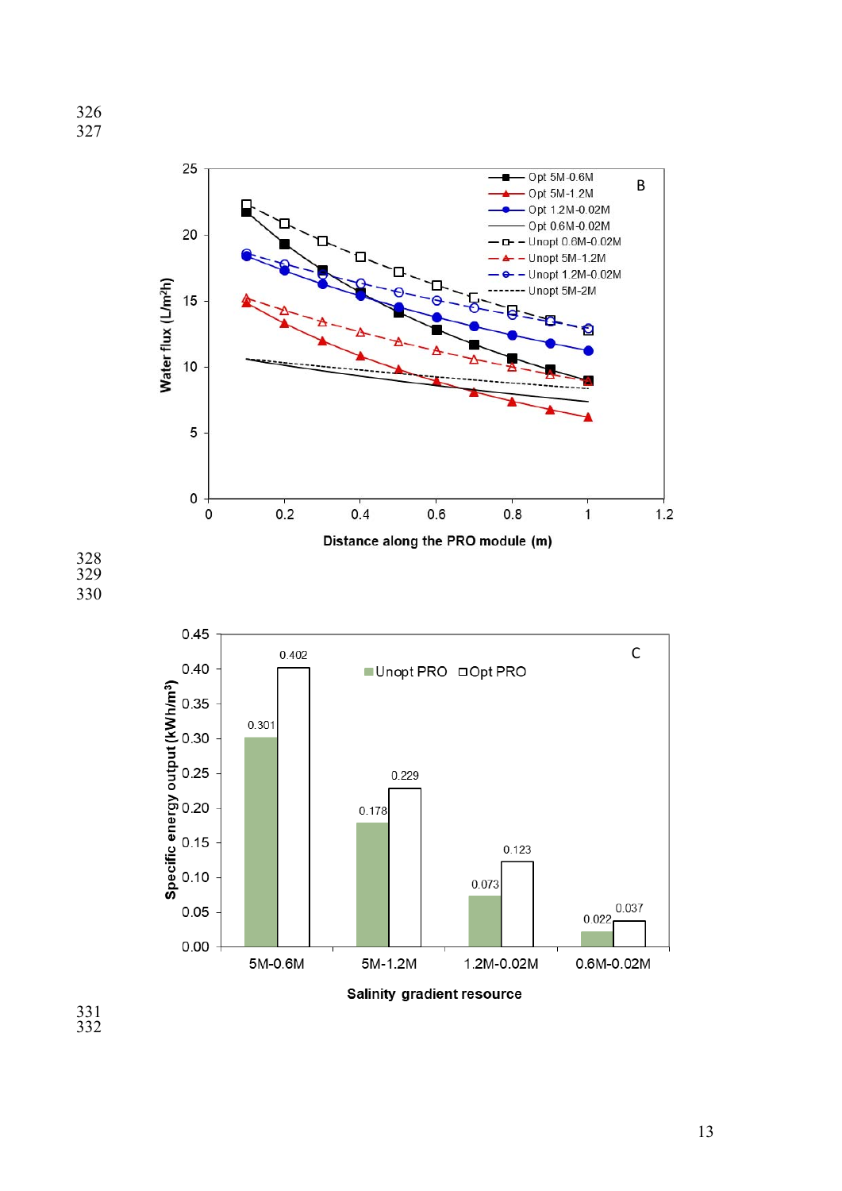326

327

328

329

330

331

332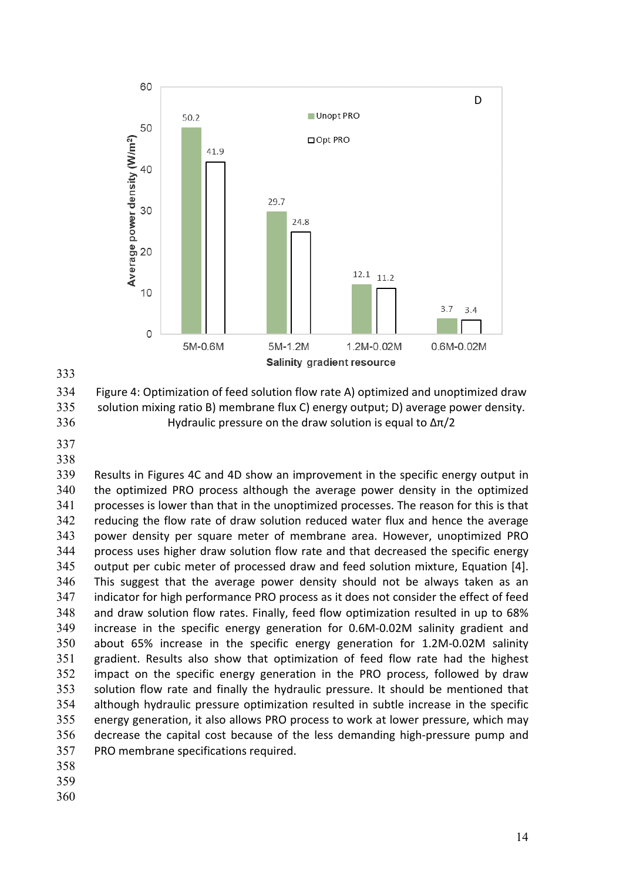Figure 4: Optimization of feed solution flow rate A) optimized and unoptimized draw solution mixing ratio B) membrane flux C) energy output; D) average power density. Hydraulic pressure on the draw solution is equal to Δπ/2

Results in Figures 4C and 4D show an improvement in the specific energy output in the optimized PRO process although the average power density in the optimized processes is lower than that in the unoptimized processes. The reason for this is that reducing the flow rate of draw solution reduced water flux and hence the average power density per square meter of membrane area. However, unoptimized PRO process uses higher draw solution flow rate and that decreased the specific energy output per cubic meter of processed draw and feed solution mixture, Equation [4]. This suggest that the average power density should not be always taken as an indicator for high performance PRO process as it does not consider the effect of feed and draw solution flow rates. Finally, feed flow optimization resulted in up to 68% increase in the specific energy generation for 0.6M-0.02M salinity gradient and about 65% increase in the specific energy generation for 1.2M-0.02M salinity gradient. Results also show that optimization of feed flow rate had the highest impact on the specific energy generation in the PRO process, followed by draw solution flow rate and finally the hydraulic pressure. It should be mentioned that although hydraulic pressure optimization resulted in subtle increase in the specific energy generation, it also allows PRO process to work at lower pressure, which may decrease the capital cost because of the less demanding high-pressure pump and PRO membrane specifications required.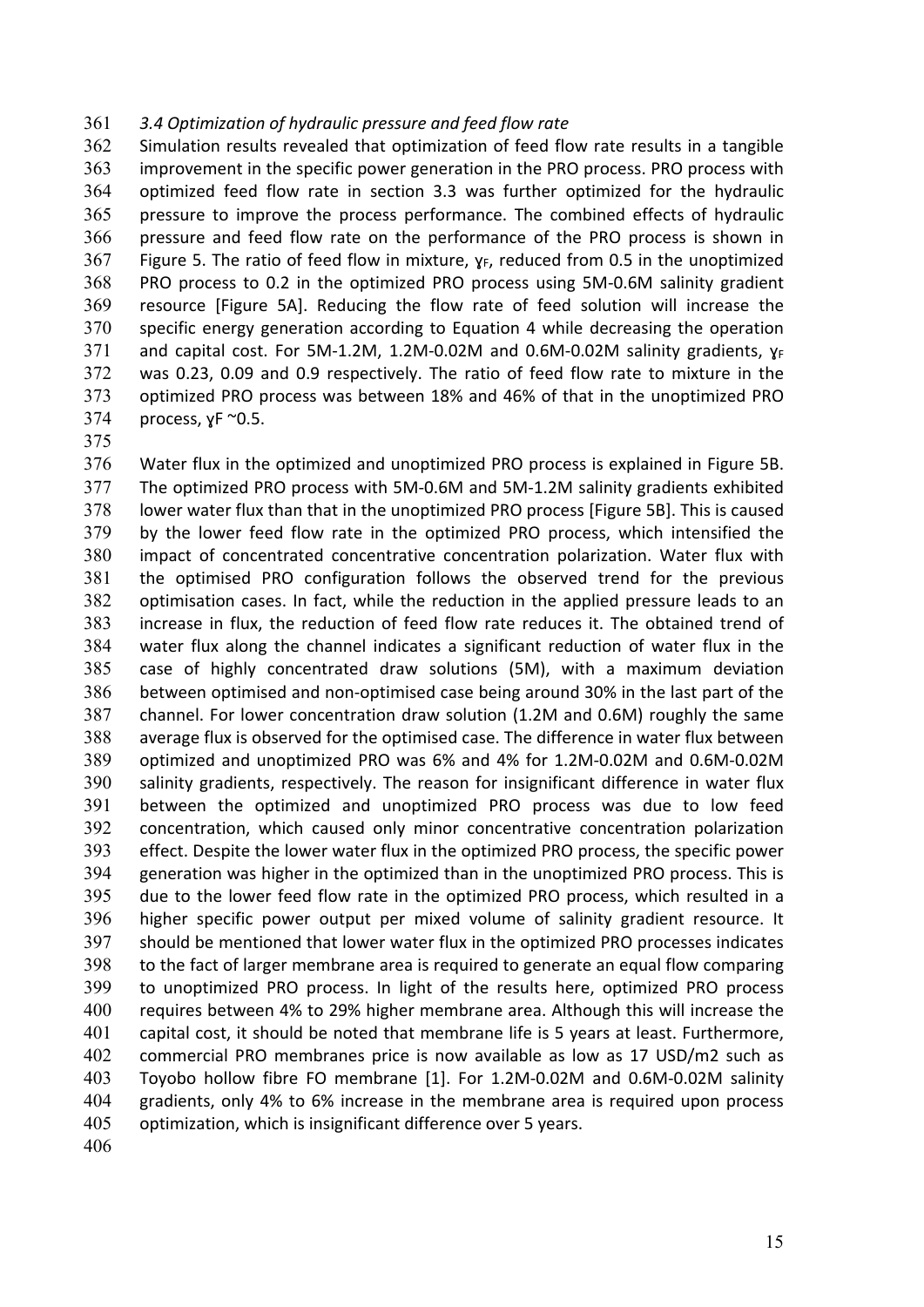### *3.4 Optimization of hydraulic pressure and feed flow rate*

Simulation results revealed that optimization of feed flow rate results in a tangible improvement in the specific power generation in the PRO process. PRO process with optimized feed flow rate in section 3.3 was further optimized for the hydraulic pressure to improve the process performance. The combined effects of hydraulic pressure and feed flow rate on the performance of the PRO process is shown in Figure 5. The ratio of feed flow in mixture, $\gamma_F$, reduced from 0.5 in the unoptimized PRO process to 0.2 in the optimized PRO process using 5M-0.6M salinity gradient resource [Figure 5A]. Reducing the flow rate of feed solution will increase the specific energy generation according to Equation 4 while decreasing the operation and capital cost. For 5M-1.2M, 1.2M-0.02M and 0.6M-0.02M salinity gradients, $\gamma_F$ was 0.23, 0.09 and 0.9 respectively. The ratio of feed flow rate to mixture in the optimized PRO process was between 18% and 46% of that in the unoptimized PRO process, $\gamma_F$ ~0.5.

Water flux in the optimized and unoptimized PRO process is explained in Figure 5B. The optimized PRO process with 5M-0.6M and 5M-1.2M salinity gradients exhibited lower water flux than that in the unoptimized PRO process [Figure 5B]. This is caused by the lower feed flow rate in the optimized PRO process, which intensified the impact of concentrated concentrative concentration polarization. Water flux with the optimised PRO configuration follows the observed trend for the previous optimisation cases. In fact, while the reduction in the applied pressure leads to an increase in flux, the reduction of feed flow rate reduces it. The obtained trend of water flux along the channel indicates a significant reduction of water flux in the case of highly concentrated draw solutions (5M), with a maximum deviation between optimised and non-optimised case being around 30% in the last part of the channel. For lower concentration draw solution (1.2M and 0.6M) roughly the same average flux is observed for the optimised case. The difference in water flux between optimized and unoptimized PRO was 6% and 4% for 1.2M-0.02M and 0.6M-0.02M salinity gradients, respectively. The reason for insignificant difference in water flux between the optimized and unoptimized PRO process was due to low feed concentration, which caused only minor concentrative concentration polarization effect. Despite the lower water flux in the optimized PRO process, the specific power generation was higher in the optimized than in the unoptimized PRO process. This is due to the lower feed flow rate in the optimized PRO process, which resulted in a higher specific power output per mixed volume of salinity gradient resource. It should be mentioned that lower water flux in the optimized PRO processes indicates to the fact of larger membrane area is required to generate an equal flow comparing to unoptimized PRO process. In light of the results here, optimized PRO process requires between 4% to 29% higher membrane area. Although this will increase the capital cost, it should be noted that membrane life is 5 years at least. Furthermore, commercial PRO membranes price is now available as low as 17 USD/m2 such as Toyobo hollow fibre FO membrane [1]. For 1.2M-0.02M and 0.6M-0.02M salinity gradients, only 4% to 6% increase in the membrane area is required upon process optimization, which is insignificant difference over 5 years.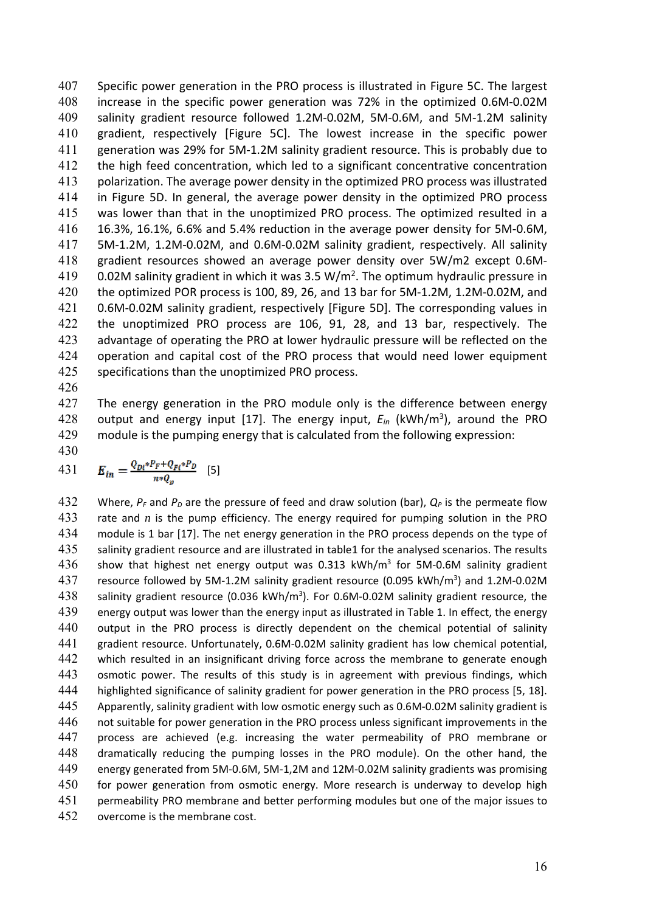Specific power generation in the PRO process is illustrated in Figure 5C. The largest increase in the specific power generation was 72% in the optimized 0.6M-0.02M salinity gradient resource followed 1.2M-0.02M, 5M-0.6M, and 5M-1.2M salinity gradient, respectively [Figure 5C]. The lowest increase in the specific power generation was 29% for 5M-1.2M salinity gradient resource. This is probably due to the high feed concentration, which led to a significant concentrative concentration polarization. The average power density in the optimized PRO process was illustrated in Figure 5D. In general, the average power density in the optimized PRO process was lower than that in the unoptimized PRO process. The optimized resulted in a 16.3%, 16.1%, 6.6% and 5.4% reduction in the average power density for 5M-0.6M, 5M-1.2M, 1.2M-0.02M, and 0.6M-0.02M salinity gradient, respectively. All salinity gradient resources showed an average power density over 5W/m2 except 0.6M-0.02M salinity gradient in which it was 3.5 W/m$^2$. The optimum hydraulic pressure in the optimized POR process is 100, 89, 26, and 13 bar for 5M-1.2M, 1.2M-0.02M, and 0.6M-0.02M salinity gradient, respectively [Figure 5D]. The corresponding values in the unoptimized PRO process are 106, 91, 28, and 13 bar, respectively. The advantage of operating the PRO at lower hydraulic pressure will be reflected on the operation and capital cost of the PRO process that would need lower equipment specifications than the unoptimized PRO process.

The energy generation in the PRO module only is the difference between energy output and energy input [17]. The energy input, $E_{in}$ (kWh/m$^3$), around the PRO module is the pumping energy that is calculated from the following expression:

$$E_{in} = \frac{Q_{Di} * P_F + Q_{Fi} * P_D}{n * Q_p} \quad [5]$$

Where, $P_F$ and $P_D$ are the pressure of feed and draw solution (bar), $Q_P$ is the permeate flow rate and $n$ is the pump efficiency. The energy required for pumping solution in the PRO module is 1 bar [17]. The net energy generation in the PRO process depends on the type of salinity gradient resource and are illustrated in table1 for the analysed scenarios. The results show that highest net energy output was 0.313 kWh/m$^3$ for 5M-0.6M salinity gradient resource followed by 5M-1.2M salinity gradient resource (0.095 kWh/m$^3$) and 1.2M-0.02M salinity gradient resource (0.036 kWh/m$^3$). For 0.6M-0.02M salinity gradient resource, the energy output was lower than the energy input as illustrated in Table 1. In effect, the energy output in the PRO process is directly dependent on the chemical potential of salinity gradient resource. Unfortunately, 0.6M-0.02M salinity gradient has low chemical potential, which resulted in an insignificant driving force across the membrane to generate enough osmotic power. The results of this study is in agreement with previous findings, which highlighted significance of salinity gradient for power generation in the PRO process [5, 18]. Apparently, salinity gradient with low osmotic energy such as 0.6M-0.02M salinity gradient is not suitable for power generation in the PRO process unless significant improvements in the process are achieved (e.g. increasing the water permeability of PRO membrane or dramatically reducing the pumping losses in the PRO module). On the other hand, the energy generated from 5M-0.6M, 5M-1,2M and 12M-0.02M salinity gradients was promising for power generation from osmotic energy. More research is underway to develop high permeability PRO membrane and better performing modules but one of the major issues to overcome is the membrane cost.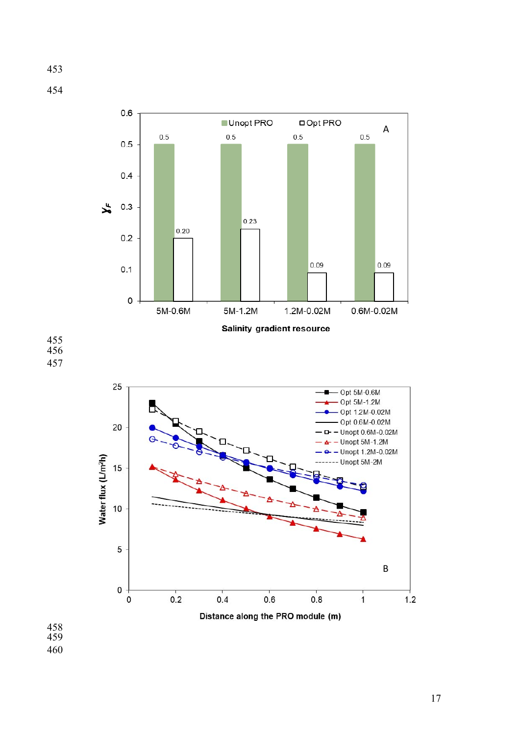A

| Salinity gradient resource | Unopt PRO ($\gamma_F$) | Opt PRO ($\gamma_F$) |
|---|---|---|
| 5M-0.6M | 0.5 | 0.20 |
| 5M-1.2M | 0.5 | 0.23 |
| 1.2M-0.02M | 0.5 | 0.09 |
| 0.6M-0.02M | 0.5 | 0.09 |

B

Water flux (L/m²h) vs. Distance along the PRO module (m)

Legend: Opt 5M-0.6M; Opt 5M-1.2M; Opt 1.2M-0.02M; Opt 0.6M-0.02M; Unopt 0.6M-0.02M; Unopt 5M-1.2M; Unopt 1.2M-0.02M; Unopt 5M-2M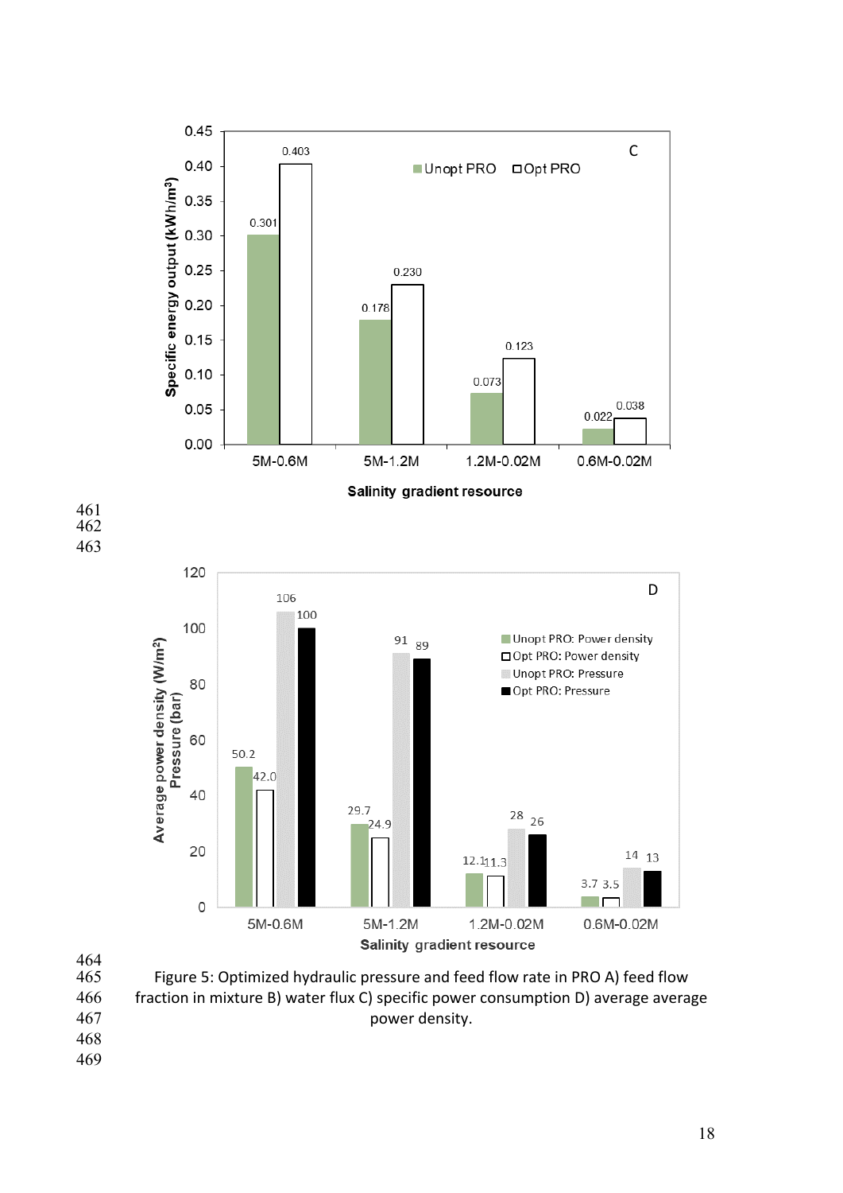Figure 5: Optimized hydraulic pressure and feed flow rate in PRO A) feed flow fraction in mixture B) water flux C) specific power consumption D) average average power density.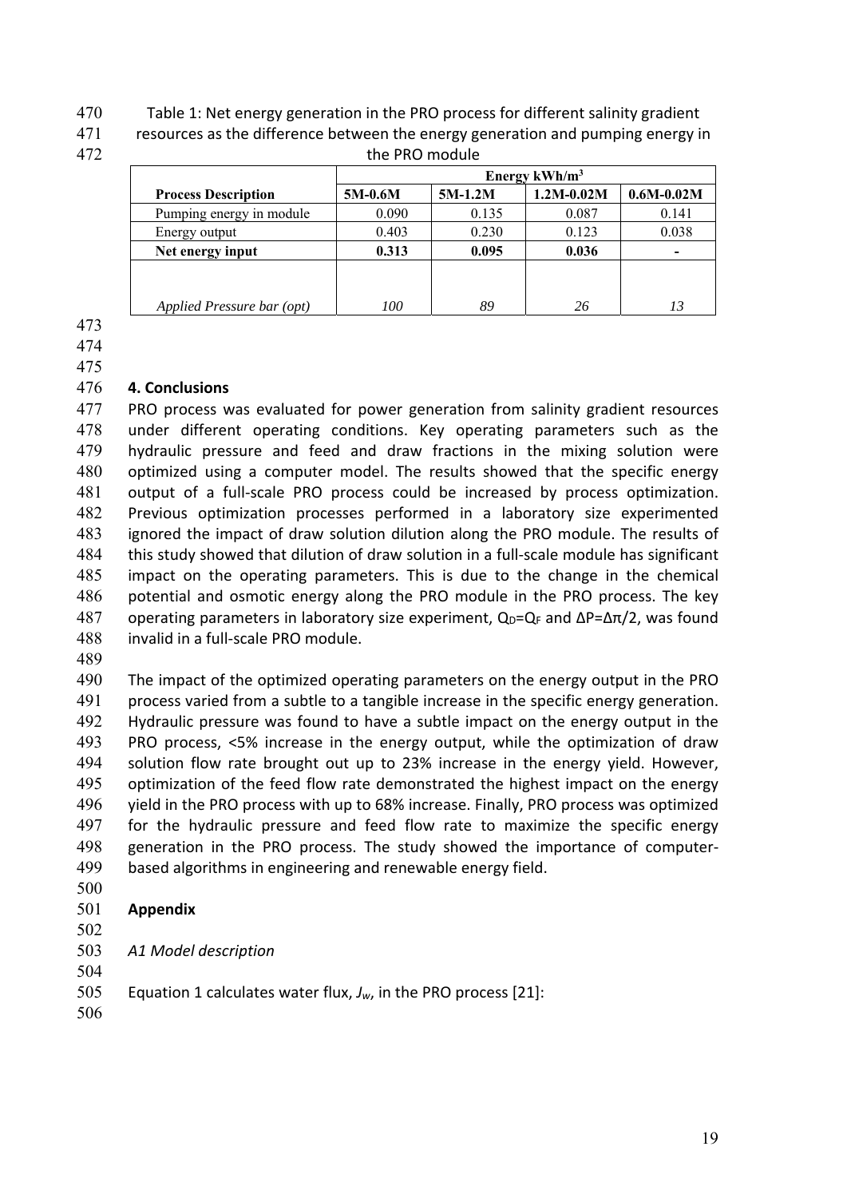Table 1: Net energy generation in the PRO process for different salinity gradient resources as the difference between the energy generation and pumping energy in the PRO module

| | Energy kWh/m$^3$ | | | |
|---|---|---|---|---|
| **Process Description** | **5M-0.6M** | **5M-1.2M** | **1.2M-0.02M** | **0.6M-0.02M** |
| Pumping energy in module | 0.090 | 0.135 | 0.087 | 0.141 |
| Energy output | 0.403 | 0.230 | 0.123 | 0.038 |
| **Net energy input** | **0.313** | **0.095** | **0.036** | **-** |
| *Applied Pressure bar (opt)* | *100* | *89* | *26* | *13* |

## 4. Conclusions

PRO process was evaluated for power generation from salinity gradient resources under different operating conditions. Key operating parameters such as the hydraulic pressure and feed and draw fractions in the mixing solution were optimized using a computer model. The results showed that the specific energy output of a full-scale PRO process could be increased by process optimization. Previous optimization processes performed in a laboratory size experimented ignored the impact of draw solution dilution along the PRO module. The results of this study showed that dilution of draw solution in a full-scale module has significant impact on the operating parameters. This is due to the change in the chemical potential and osmotic energy along the PRO module in the PRO process. The key operating parameters in laboratory size experiment, $Q_D=Q_F$ and $\Delta P=\Delta\pi/2$, was found invalid in a full-scale PRO module.

The impact of the optimized operating parameters on the energy output in the PRO process varied from a subtle to a tangible increase in the specific energy generation. Hydraulic pressure was found to have a subtle impact on the energy output in the PRO process, <5% increase in the energy output, while the optimization of draw solution flow rate brought out up to 23% increase in the energy yield. However, optimization of the feed flow rate demonstrated the highest impact on the energy yield in the PRO process with up to 68% increase. Finally, PRO process was optimized for the hydraulic pressure and feed flow rate to maximize the specific energy generation in the PRO process. The study showed the importance of computer-based algorithms in engineering and renewable energy field.

## Appendix

*A1 Model description*

Equation 1 calculates water flux, $J_w$, in the PRO process [21]: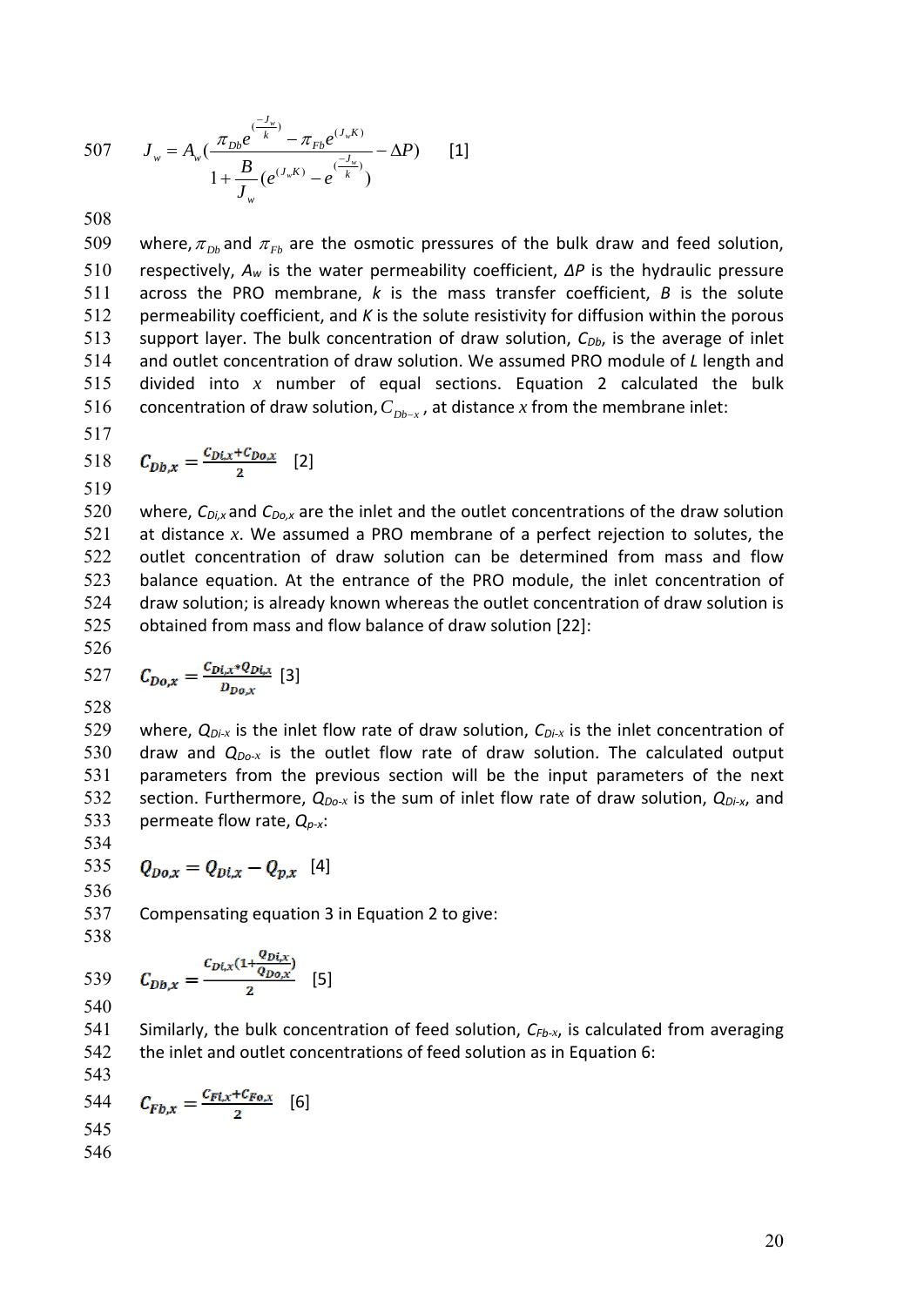$$J_w = A_w\left(\frac{\pi_{Db}e^{(\frac{-J_w}{k})} - \pi_{Fb}e^{(J_wK)}}{1 + \frac{B}{J_w}(e^{(J_wK)} - e^{(\frac{-J_w}{k})})} - \Delta P\right) \quad [1]$$

where, $\pi_{Db}$ and $\pi_{Fb}$ are the osmotic pressures of the bulk draw and feed solution, respectively, $A_w$ is the water permeability coefficient, $\Delta P$ is the hydraulic pressure across the PRO membrane, $k$ is the mass transfer coefficient, $B$ is the solute permeability coefficient, and $K$ is the solute resistivity for diffusion within the porous support layer. The bulk concentration of draw solution, $C_{Db}$, is the average of inlet and outlet concentration of draw solution. We assumed PRO module of $L$ length and divided into $x$ number of equal sections. Equation 2 calculated the bulk concentration of draw solution, $C_{Db-x}$, at distance $x$ from the membrane inlet:

$$C_{Db,x} = \frac{C_{Di,x} + C_{Do,x}}{2} \quad [2]$$

where, $C_{Di,x}$ and $C_{Do,x}$ are the inlet and the outlet concentrations of the draw solution at distance $x$. We assumed a PRO membrane of a perfect rejection to solutes, the outlet concentration of draw solution can be determined from mass and flow balance equation. At the entrance of the PRO module, the inlet concentration of draw solution; is already known whereas the outlet concentration of draw solution is obtained from mass and flow balance of draw solution [22]:

$$C_{Do,x} = \frac{C_{Di,x} * Q_{Di,x}}{D_{Do,x}} \quad [3]$$

where, $Q_{Di-x}$ is the inlet flow rate of draw solution, $C_{Di-x}$ is the inlet concentration of draw and $Q_{Do-x}$ is the outlet flow rate of draw solution. The calculated output parameters from the previous section will be the input parameters of the next section. Furthermore, $Q_{Do-x}$ is the sum of inlet flow rate of draw solution, $Q_{Di-x}$, and permeate flow rate, $Q_{p-x}$:

$$Q_{Do,x} = Q_{Di,x} - Q_{p,x} \quad [4]$$

Compensating equation 3 in Equation 2 to give:

$$C_{Db,x} = \frac{C_{Di,x}(1 + \frac{Q_{Di,x}}{Q_{Do,x}})}{2} \quad [5]$$

Similarly, the bulk concentration of feed solution, $C_{Fb-x}$, is calculated from averaging the inlet and outlet concentrations of feed solution as in Equation 6:

$$C_{Fb,x} = \frac{C_{Fi,x} + C_{Fo,x}}{2} \quad [6]$$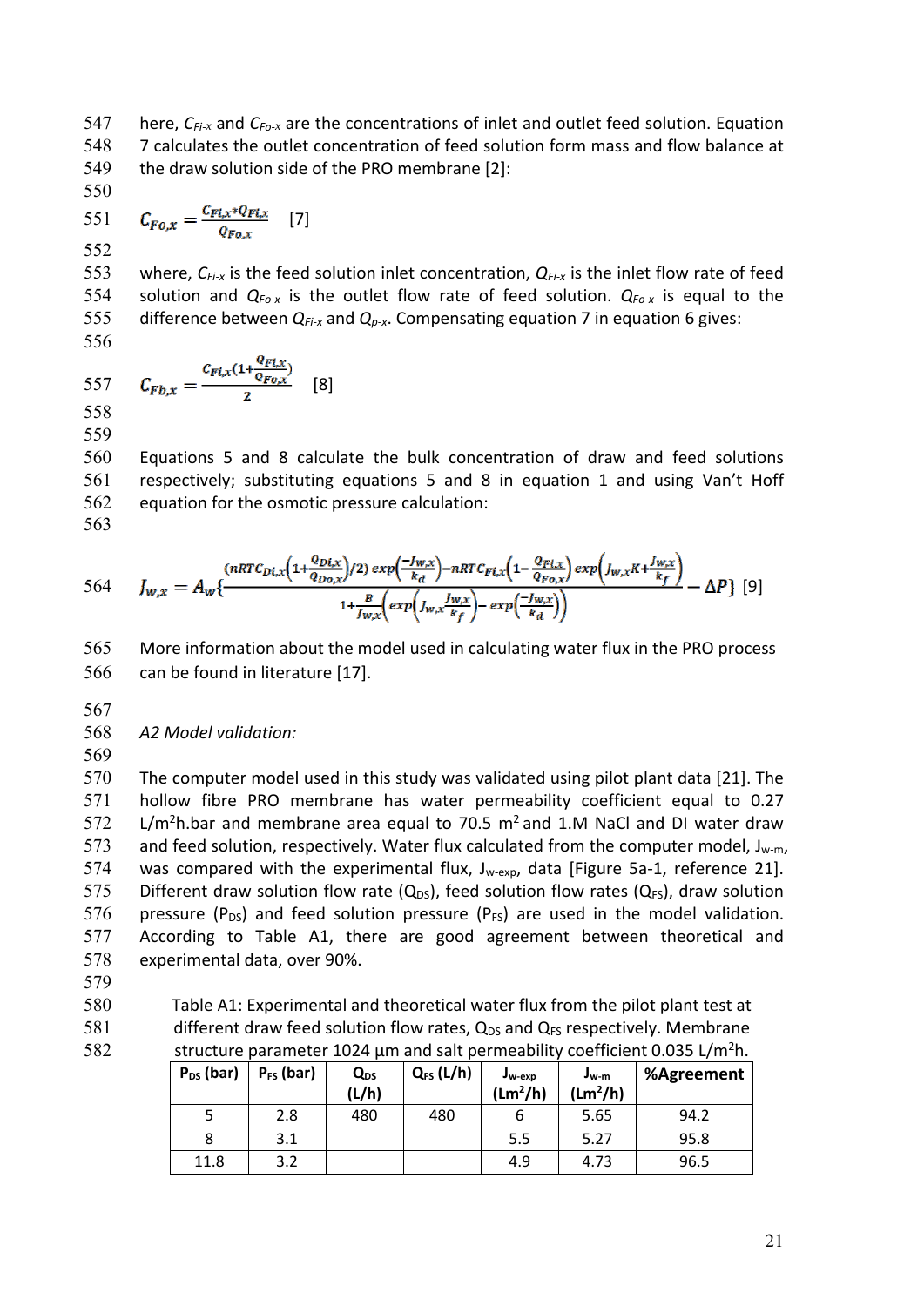here, $C_{Fi-x}$ and $C_{Fo-x}$ are the concentrations of inlet and outlet feed solution. Equation 7 calculates the outlet concentration of feed solution form mass and flow balance at the draw solution side of the PRO membrane [2]:

$$C_{Fo,x} = \frac{C_{Fi,x} * Q_{Fi,x}}{Q_{Fo,x}} \quad [7]$$

where, $C_{Fi-x}$ is the feed solution inlet concentration, $Q_{Fi-x}$ is the inlet flow rate of feed solution and $Q_{Fo-x}$ is the outlet flow rate of feed solution. $Q_{Fo-x}$ is equal to the difference between $Q_{Fi-x}$ and $Q_{p-x}$. Compensating equation 7 in equation 6 gives:

$$C_{Fb,x} = \frac{C_{Fi,x}\left(1+\frac{Q_{Fi,x}}{Q_{Fo,x}}\right)}{2} \quad [8]$$

Equations 5 and 8 calculate the bulk concentration of draw and feed solutions respectively; substituting equations 5 and 8 in equation 1 and using Van't Hoff equation for the osmotic pressure calculation:

$$J_{w,x} = A_w\left\{\frac{\left(nRTC_{Di,x}\left(1+\frac{Q_{Di,x}}{Q_{Do,x}}\right)/2\right)\exp\left(\frac{-J_{w,x}}{k_d}\right) - nRTC_{Fi,x}\left(1-\frac{Q_{Fi,x}}{Q_{Fo,x}}\right)\exp\left(J_{w,x}K+\frac{J_{w,x}}{k_f}\right)}{1+\frac{B}{J_{w,x}}\left(\exp\left(J_{w,x}\frac{J_{w,x}}{k_f}\right)-\exp\left(\frac{-J_{w,x}}{k_d}\right)\right)} - \Delta P\right\} \quad [9]$$

More information about the model used in calculating water flux in the PRO process can be found in literature [17].

*A2 Model validation:*

The computer model used in this study was validated using pilot plant data [21]. The hollow fibre PRO membrane has water permeability coefficient equal to 0.27 $L/m^2h.bar$ and membrane area equal to 70.5 $m^2$ and 1.M NaCl and DI water draw and feed solution, respectively. Water flux calculated from the computer model, $J_{w-m}$, was compared with the experimental flux, $J_{w-exp}$, data [Figure 5a-1, reference 21]. Different draw solution flow rate ($Q_{DS}$), feed solution flow rates ($Q_{FS}$), draw solution pressure ($P_{DS}$) and feed solution pressure ($P_{FS}$) are used in the model validation. According to Table A1, there are good agreement between theoretical and experimental data, over 90%.

Table A1: Experimental and theoretical water flux from the pilot plant test at different draw feed solution flow rates, $Q_{DS}$ and $Q_{FS}$ respectively. Membrane structure parameter 1024 µm and salt permeability coefficient 0.035 $L/m^2h$.

| $P_{DS}$ (bar) | $P_{FS}$ (bar) | $Q_{DS}$ (L/h) | $Q_{FS}$ (L/h) | $J_{w-exp}$ ($Lm^2/h$) | $J_{w-m}$ ($Lm^2/h$) | %Agreement |
|---|---|---|---|---|---|---|
| 5 | 2.8 | 480 | 480 | 6 | 5.65 | 94.2 |
| 8 | 3.1 | | | 5.5 | 5.27 | 95.8 |
| 11.8 | 3.2 | | | 4.9 | 4.73 | 96.5 |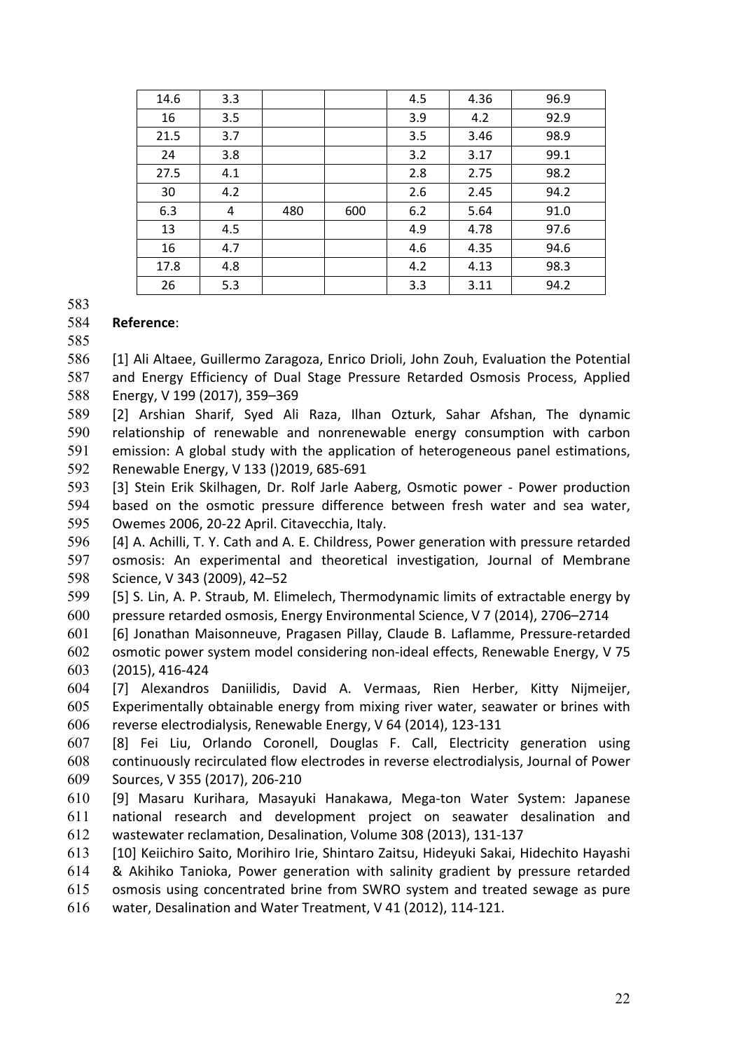| | | | | | | |
|---|---|---|---|---|---|---|
| 14.6 | 3.3 | | | 4.5 | 4.36 | 96.9 |
| 16 | 3.5 | | | 3.9 | 4.2 | 92.9 |
| 21.5 | 3.7 | | | 3.5 | 3.46 | 98.9 |
| 24 | 3.8 | | | 3.2 | 3.17 | 99.1 |
| 27.5 | 4.1 | | | 2.8 | 2.75 | 98.2 |
| 30 | 4.2 | | | 2.6 | 2.45 | 94.2 |
| 6.3 | 4 | 480 | 600 | 6.2 | 5.64 | 91.0 |
| 13 | 4.5 | | | 4.9 | 4.78 | 97.6 |
| 16 | 4.7 | | | 4.6 | 4.35 | 94.6 |
| 17.8 | 4.8 | | | 4.2 | 4.13 | 98.3 |
| 26 | 5.3 | | | 3.3 | 3.11 | 94.2 |

**Reference**:

[1] Ali Altaee, Guillermo Zaragoza, Enrico Drioli, John Zouh, Evaluation the Potential and Energy Efficiency of Dual Stage Pressure Retarded Osmosis Process, Applied Energy, V 199 (2017), 359–369

[2] Arshian Sharif, Syed Ali Raza, Ilhan Ozturk, Sahar Afshan, The dynamic relationship of renewable and nonrenewable energy consumption with carbon emission: A global study with the application of heterogeneous panel estimations, Renewable Energy, V 133 ()2019, 685-691

[3] Stein Erik Skilhagen, Dr. Rolf Jarle Aaberg, Osmotic power - Power production based on the osmotic pressure difference between fresh water and sea water, Owemes 2006, 20-22 April. Citavecchia, Italy.

[4] A. Achilli, T. Y. Cath and A. E. Childress, Power generation with pressure retarded osmosis: An experimental and theoretical investigation, Journal of Membrane Science, V 343 (2009), 42–52

[5] S. Lin, A. P. Straub, M. Elimelech, Thermodynamic limits of extractable energy by pressure retarded osmosis, Energy Environmental Science, V 7 (2014), 2706–2714

[6] Jonathan Maisonneuve, Pragasen Pillay, Claude B. Laflamme, Pressure-retarded osmotic power system model considering non-ideal effects, Renewable Energy, V 75 (2015), 416-424

[7] Alexandros Daniilidis, David A. Vermaas, Rien Herber, Kitty Nijmeijer, Experimentally obtainable energy from mixing river water, seawater or brines with reverse electrodialysis, Renewable Energy, V 64 (2014), 123-131

[8] Fei Liu, Orlando Coronell, Douglas F. Call, Electricity generation using continuously recirculated flow electrodes in reverse electrodialysis, Journal of Power Sources, V 355 (2017), 206-210

[9] Masaru Kurihara, Masayuki Hanakawa, Mega-ton Water System: Japanese national research and development project on seawater desalination and wastewater reclamation, Desalination, Volume 308 (2013), 131-137

[10] Keiichiro Saito, Morihiro Irie, Shintaro Zaitsu, Hideyuki Sakai, Hidechito Hayashi & Akihiko Tanioka, Power generation with salinity gradient by pressure retarded osmosis using concentrated brine from SWRO system and treated sewage as pure water, Desalination and Water Treatment, V 41 (2012), 114-121.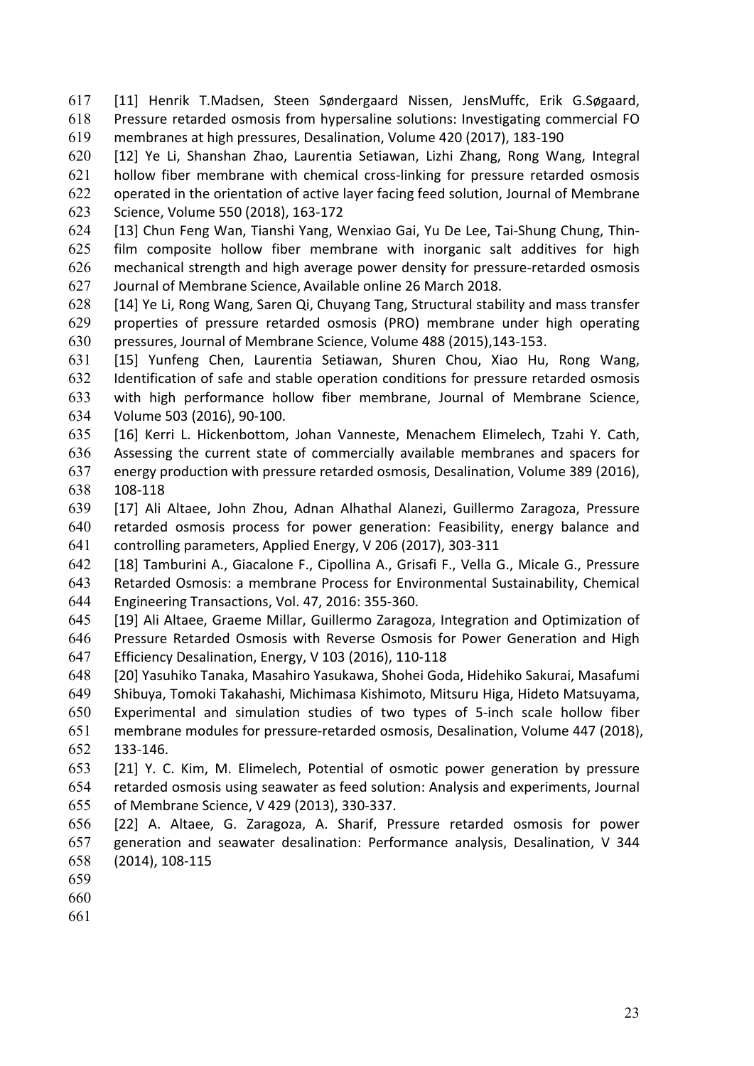[11] Henrik T.Madsen, Steen Søndergaard Nissen, JensMuffc, Erik G.Søgaard, Pressure retarded osmosis from hypersaline solutions: Investigating commercial FO membranes at high pressures, Desalination, Volume 420 (2017), 183-190

[12] Ye Li, Shanshan Zhao, Laurentia Setiawan, Lizhi Zhang, Rong Wang, Integral hollow fiber membrane with chemical cross-linking for pressure retarded osmosis operated in the orientation of active layer facing feed solution, Journal of Membrane Science, Volume 550 (2018), 163-172

[13] Chun Feng Wan, Tianshi Yang, Wenxiao Gai, Yu De Lee, Tai-Shung Chung, Thin-film composite hollow fiber membrane with inorganic salt additives for high mechanical strength and high average power density for pressure-retarded osmosis Journal of Membrane Science, Available online 26 March 2018.

[14] Ye Li, Rong Wang, Saren Qi, Chuyang Tang, Structural stability and mass transfer properties of pressure retarded osmosis (PRO) membrane under high operating pressures, Journal of Membrane Science, Volume 488 (2015),143-153.

[15] Yunfeng Chen, Laurentia Setiawan, Shuren Chou, Xiao Hu, Rong Wang, Identification of safe and stable operation conditions for pressure retarded osmosis with high performance hollow fiber membrane, Journal of Membrane Science, Volume 503 (2016), 90-100.

[16] Kerri L. Hickenbottom, Johan Vanneste, Menachem Elimelech, Tzahi Y. Cath, Assessing the current state of commercially available membranes and spacers for energy production with pressure retarded osmosis, Desalination, Volume 389 (2016), 108-118

[17] Ali Altaee, John Zhou, Adnan Alhathal Alanezi, Guillermo Zaragoza, Pressure retarded osmosis process for power generation: Feasibility, energy balance and controlling parameters, Applied Energy, V 206 (2017), 303-311

[18] Tamburini A., Giacalone F., Cipollina A., Grisafi F., Vella G., Micale G., Pressure Retarded Osmosis: a membrane Process for Environmental Sustainability, Chemical Engineering Transactions, Vol. 47, 2016: 355-360.

[19] Ali Altaee, Graeme Millar, Guillermo Zaragoza, Integration and Optimization of Pressure Retarded Osmosis with Reverse Osmosis for Power Generation and High Efficiency Desalination, Energy, V 103 (2016), 110-118

[20] Yasuhiko Tanaka, Masahiro Yasukawa, Shohei Goda, Hidehiko Sakurai, Masafumi Shibuya, Tomoki Takahashi, Michimasa Kishimoto, Mitsuru Higa, Hideto Matsuyama, Experimental and simulation studies of two types of 5-inch scale hollow fiber membrane modules for pressure-retarded osmosis, Desalination, Volume 447 (2018), 133-146.

[21] Y. C. Kim, M. Elimelech, Potential of osmotic power generation by pressure retarded osmosis using seawater as feed solution: Analysis and experiments, Journal of Membrane Science, V 429 (2013), 330-337.

[22] A. Altaee, G. Zaragoza, A. Sharif, Pressure retarded osmosis for power generation and seawater desalination: Performance analysis, Desalination, V 344 (2014), 108-115